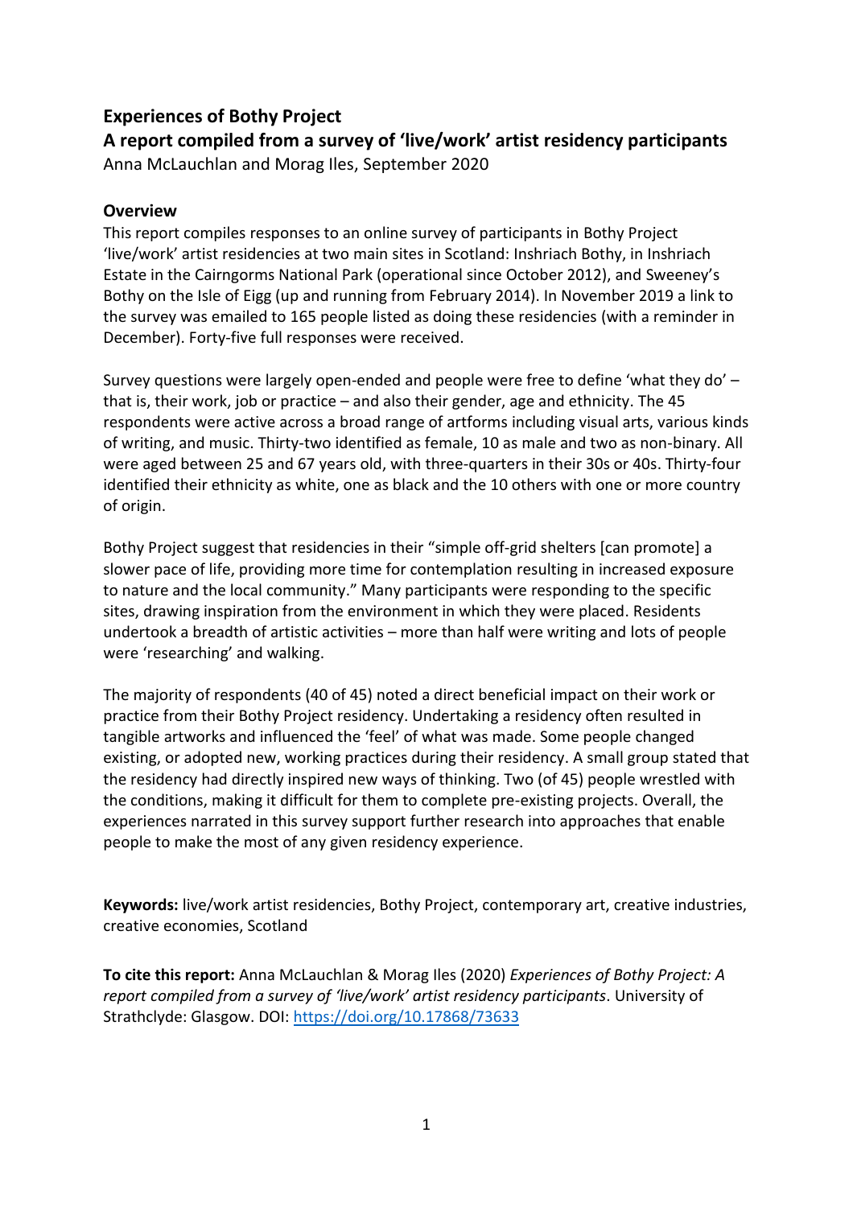# Experiences of Bothy Project

## A report compiled from a survey of 'live/work' artist residency participants

Anna McLauchlan and Morag Iles, September 2020

### Overview

This report compiles responses to an online survey of participants in Bothy Project 'live/work' artist residencies at two main sites in Scotland: Inshriach Bothy, in Inshriach Estate in the Cairngorms National Park (operational since October 2012), and Sweeney's Bothy on the Isle of Eigg (up and running from February 2014). In November 2019 a link to the survey was emailed to 165 people listed as doing these residencies (with a reminder in December). Forty-five full responses were received.

Survey questions were largely open-ended and people were free to define 'what they do' – that is, their work, job or practice – and also their gender, age and ethnicity. The 45 respondents were active across a broad range of artforms including visual arts, various kinds of writing, and music. Thirty-two identified as female, 10 as male and two as non-binary. All were aged between 25 and 67 years old, with three-quarters in their 30s or 40s. Thirty-four identified their ethnicity as white, one as black and the 10 others with one or more country of origin.

Bothy Project suggest that residencies in their "simple off-grid shelters [can promote] a slower pace of life, providing more time for contemplation resulting in increased exposure to nature and the local community." Many participants were responding to the specific sites, drawing inspiration from the environment in which they were placed. Residents undertook a breadth of artistic activities – more than half were writing and lots of people were 'researching' and walking.

The majority of respondents (40 of 45) noted a direct beneficial impact on their work or practice from their Bothy Project residency. Undertaking a residency often resulted in tangible artworks and influenced the 'feel' of what was made. Some people changed existing, or adopted new, working practices during their residency. A small group stated that the residency had directly inspired new ways of thinking. Two (of 45) people wrestled with the conditions, making it difficult for them to complete pre-existing projects. Overall, the experiences narrated in this survey support further research into approaches that enable people to make the most of any given residency experience.

**Keywords:** live/work artist residencies, Bothy Project, contemporary art, creative industries, creative economies, Scotland

**To cite this report:** Anna McLauchlan & Morag Iles (2020) *Experiences of Bothy Project: A report compiled from a survey of 'live/work' artist residency participants*. University of Strathclyde: Glasgow. DOI: https://doi.org/10.17868/73633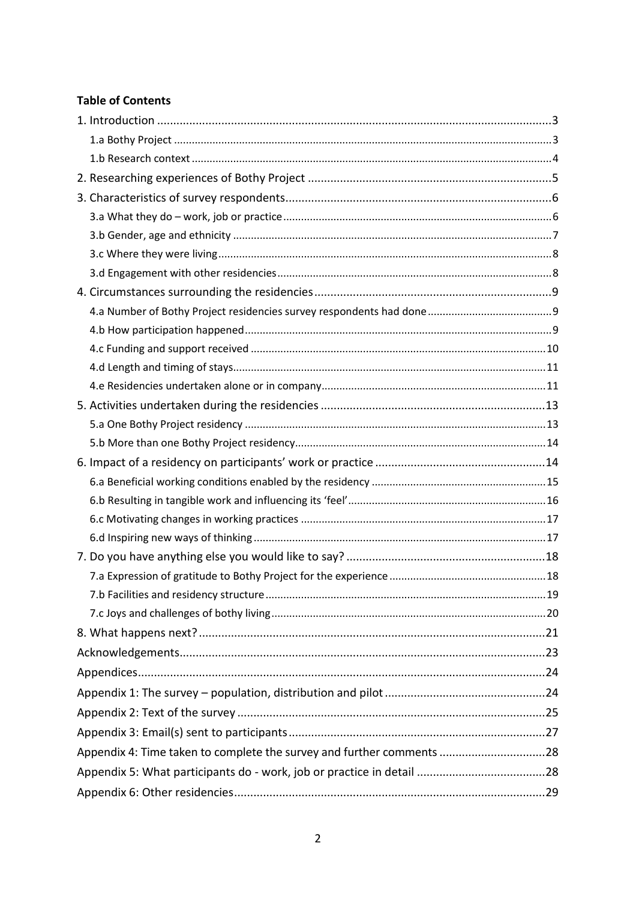**Table of Contents**

- 1. Introduction ... 3
  - 1.a Bothy Project ... 3
  - 1.b Research context ... 4
- 2. Researching experiences of Bothy Project ... 5
- 3. Characteristics of survey respondents ... 6
  - 3.a What they do – work, job or practice ... 6
  - 3.b Gender, age and ethnicity ... 7
  - 3.c Where they were living ... 8
  - 3.d Engagement with other residencies ... 8
- 4. Circumstances surrounding the residencies ... 9
  - 4.a Number of Bothy Project residencies survey respondents had done ... 9
  - 4.b How participation happened ... 9
  - 4.c Funding and support received ... 10
  - 4.d Length and timing of stays ... 11
  - 4.e Residencies undertaken alone or in company ... 11
- 5. Activities undertaken during the residencies ... 13
  - 5.a One Bothy Project residency ... 13
  - 5.b More than one Bothy Project residency ... 14
- 6. Impact of a residency on participants' work or practice ... 14
  - 6.a Beneficial working conditions enabled by the residency ... 15
  - 6.b Resulting in tangible work and influencing its 'feel' ... 16
  - 6.c Motivating changes in working practices ... 17
  - 6.d Inspiring new ways of thinking ... 17
- 7. Do you have anything else you would like to say? ... 18
  - 7.a Expression of gratitude to Bothy Project for the experience ... 18
  - 7.b Facilities and residency structure ... 19
  - 7.c Joys and challenges of bothy living ... 20
- 8. What happens next? ... 21
- Acknowledgements ... 23
- Appendices ... 24
- Appendix 1: The survey – population, distribution and pilot ... 24
- Appendix 2: Text of the survey ... 25
- Appendix 3: Email(s) sent to participants ... 27
- Appendix 4: Time taken to complete the survey and further comments ... 28
- Appendix 5: What participants do - work, job or practice in detail ... 28
- Appendix 6: Other residencies ... 29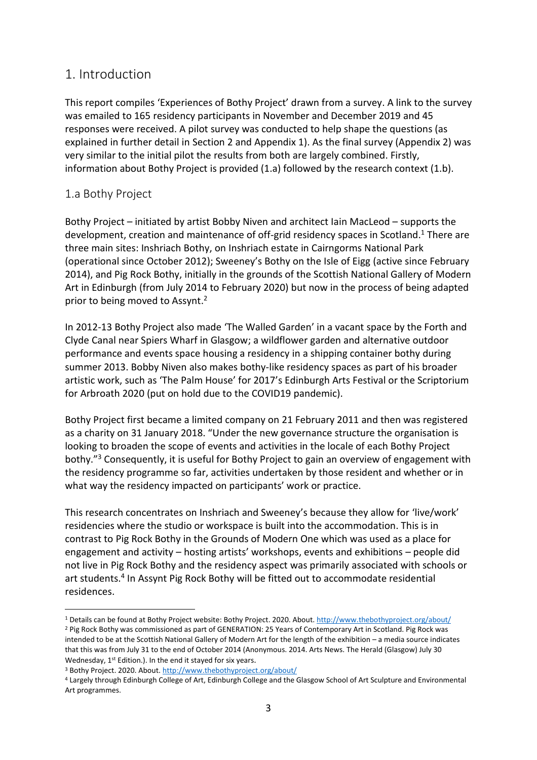# 1. Introduction

This report compiles 'Experiences of Bothy Project' drawn from a survey. A link to the survey was emailed to 165 residency participants in November and December 2019 and 45 responses were received. A pilot survey was conducted to help shape the questions (as explained in further detail in Section 2 and Appendix 1). As the final survey (Appendix 2) was very similar to the initial pilot the results from both are largely combined. Firstly, information about Bothy Project is provided (1.a) followed by the research context (1.b).

## 1.a Bothy Project

Bothy Project – initiated by artist Bobby Niven and architect Iain MacLeod – supports the development, creation and maintenance of off-grid residency spaces in Scotland.[1] There are three main sites: Inshriach Bothy, on Inshriach estate in Cairngorms National Park (operational since October 2012); Sweeney's Bothy on the Isle of Eigg (active since February 2014), and Pig Rock Bothy, initially in the grounds of the Scottish National Gallery of Modern Art in Edinburgh (from July 2014 to February 2020) but now in the process of being adapted prior to being moved to Assynt.[2]

In 2012-13 Bothy Project also made 'The Walled Garden' in a vacant space by the Forth and Clyde Canal near Spiers Wharf in Glasgow; a wildflower garden and alternative outdoor performance and events space housing a residency in a shipping container bothy during summer 2013. Bobby Niven also makes bothy-like residency spaces as part of his broader artistic work, such as 'The Palm House' for 2017's Edinburgh Arts Festival or the Scriptorium for Arbroath 2020 (put on hold due to the COVID19 pandemic).

Bothy Project first became a limited company on 21 February 2011 and then was registered as a charity on 31 January 2018. "Under the new governance structure the organisation is looking to broaden the scope of events and activities in the locale of each Bothy Project bothy."[3] Consequently, it is useful for Bothy Project to gain an overview of engagement with the residency programme so far, activities undertaken by those resident and whether or in what way the residency impacted on participants' work or practice.

This research concentrates on Inshriach and Sweeney's because they allow for 'live/work' residencies where the studio or workspace is built into the accommodation. This is in contrast to Pig Rock Bothy in the Grounds of Modern One which was used as a place for engagement and activity – hosting artists' workshops, events and exhibitions – people did not live in Pig Rock Bothy and the residency aspect was primarily associated with schools or art students.[4] In Assynt Pig Rock Bothy will be fitted out to accommodate residential residences.

---

[1] Details can be found at Bothy Project website: Bothy Project. 2020. About. http://www.thebothyproject.org/about/

[2] Pig Rock Bothy was commissioned as part of GENERATION: 25 Years of Contemporary Art in Scotland. Pig Rock was intended to be at the Scottish National Gallery of Modern Art for the length of the exhibition – a media source indicates that this was from July 31 to the end of October 2014 (Anonymous. 2014. Arts News. The Herald (Glasgow) July 30 Wednesday, 1st Edition.). In the end it stayed for six years.

[3] Bothy Project. 2020. About. http://www.thebothyproject.org/about/

[4] Largely through Edinburgh College of Art, Edinburgh College and the Glasgow School of Art Sculpture and Environmental Art programmes.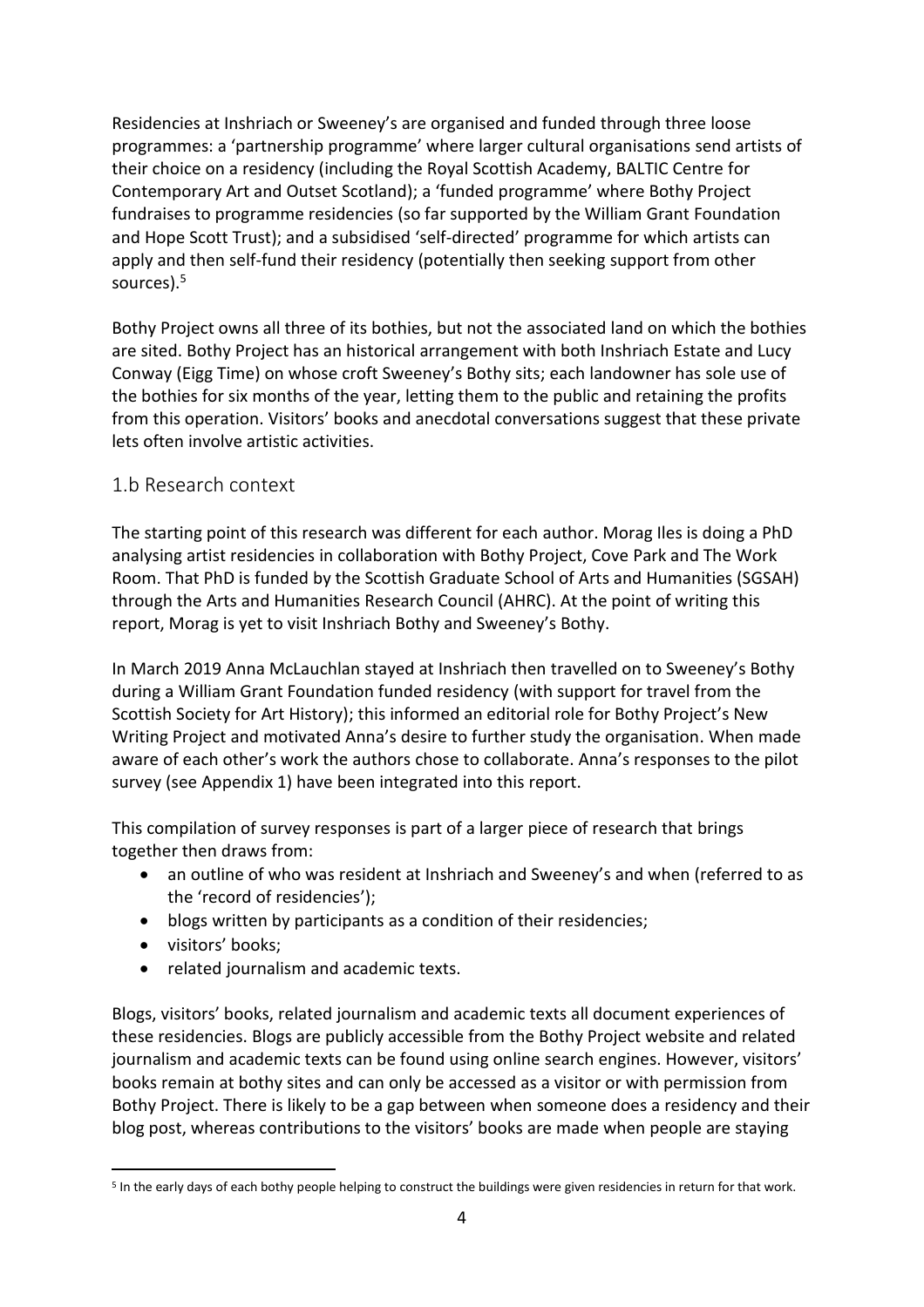Residencies at Inshriach or Sweeney's are organised and funded through three loose programmes: a 'partnership programme' where larger cultural organisations send artists of their choice on a residency (including the Royal Scottish Academy, BALTIC Centre for Contemporary Art and Outset Scotland); a 'funded programme' where Bothy Project fundraises to programme residencies (so far supported by the William Grant Foundation and Hope Scott Trust); and a subsidised 'self-directed' programme for which artists can apply and then self-fund their residency (potentially then seeking support from other sources).[5]

Bothy Project owns all three of its bothies, but not the associated land on which the bothies are sited. Bothy Project has an historical arrangement with both Inshriach Estate and Lucy Conway (Eigg Time) on whose croft Sweeney's Bothy sits; each landowner has sole use of the bothies for six months of the year, letting them to the public and retaining the profits from this operation. Visitors' books and anecdotal conversations suggest that these private lets often involve artistic activities.

## 1.b Research context

The starting point of this research was different for each author. Morag Iles is doing a PhD analysing artist residencies in collaboration with Bothy Project, Cove Park and The Work Room. That PhD is funded by the Scottish Graduate School of Arts and Humanities (SGSAH) through the Arts and Humanities Research Council (AHRC). At the point of writing this report, Morag is yet to visit Inshriach Bothy and Sweeney's Bothy.

In March 2019 Anna McLauchlan stayed at Inshriach then travelled on to Sweeney's Bothy during a William Grant Foundation funded residency (with support for travel from the Scottish Society for Art History); this informed an editorial role for Bothy Project's New Writing Project and motivated Anna's desire to further study the organisation. When made aware of each other's work the authors chose to collaborate. Anna's responses to the pilot survey (see Appendix 1) have been integrated into this report.

This compilation of survey responses is part of a larger piece of research that brings together then draws from:

- an outline of who was resident at Inshriach and Sweeney's and when (referred to as the 'record of residencies');
- blogs written by participants as a condition of their residencies;
- visitors' books;
- related journalism and academic texts.

Blogs, visitors' books, related journalism and academic texts all document experiences of these residencies. Blogs are publicly accessible from the Bothy Project website and related journalism and academic texts can be found using online search engines. However, visitors' books remain at bothy sites and can only be accessed as a visitor or with permission from Bothy Project. There is likely to be a gap between when someone does a residency and their blog post, whereas contributions to the visitors' books are made when people are staying

---

[5] In the early days of each bothy people helping to construct the buildings were given residencies in return for that work.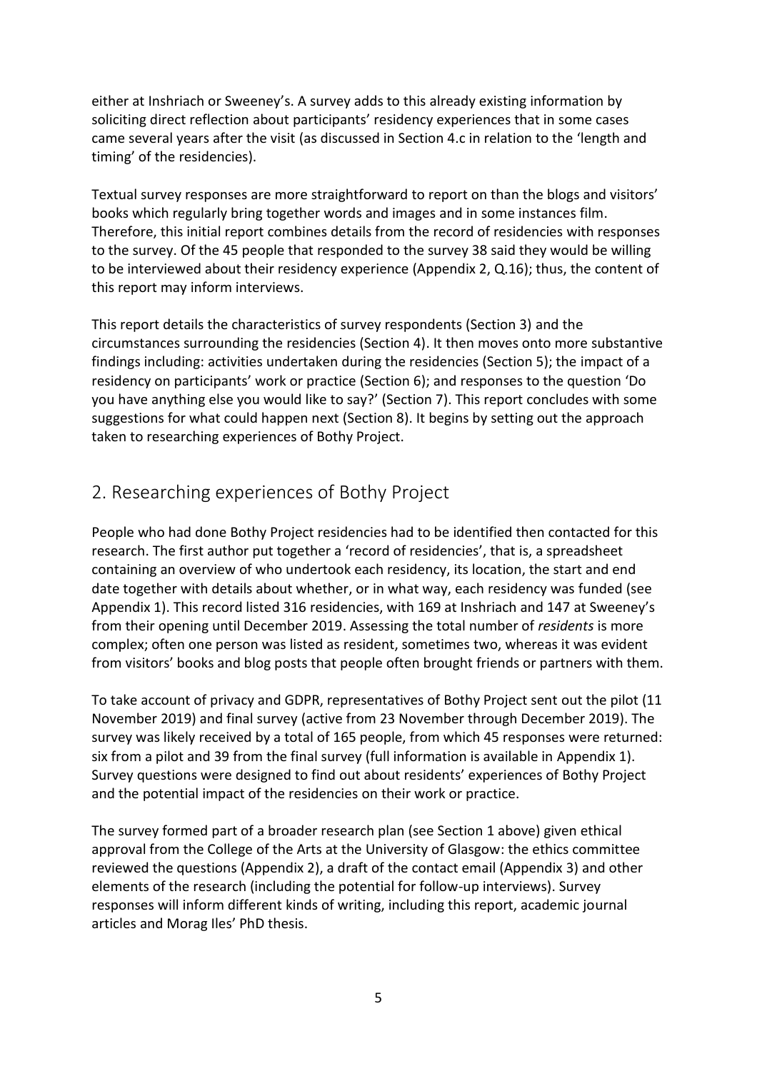either at Inshriach or Sweeney's. A survey adds to this already existing information by soliciting direct reflection about participants' residency experiences that in some cases came several years after the visit (as discussed in Section 4.c in relation to the 'length and timing' of the residencies).

Textual survey responses are more straightforward to report on than the blogs and visitors' books which regularly bring together words and images and in some instances film. Therefore, this initial report combines details from the record of residencies with responses to the survey. Of the 45 people that responded to the survey 38 said they would be willing to be interviewed about their residency experience (Appendix 2, Q.16); thus, the content of this report may inform interviews.

This report details the characteristics of survey respondents (Section 3) and the circumstances surrounding the residencies (Section 4). It then moves onto more substantive findings including: activities undertaken during the residencies (Section 5); the impact of a residency on participants' work or practice (Section 6); and responses to the question 'Do you have anything else you would like to say?' (Section 7). This report concludes with some suggestions for what could happen next (Section 8). It begins by setting out the approach taken to researching experiences of Bothy Project.

## 2. Researching experiences of Bothy Project

People who had done Bothy Project residencies had to be identified then contacted for this research. The first author put together a 'record of residencies', that is, a spreadsheet containing an overview of who undertook each residency, its location, the start and end date together with details about whether, or in what way, each residency was funded (see Appendix 1). This record listed 316 residencies, with 169 at Inshriach and 147 at Sweeney's from their opening until December 2019. Assessing the total number of *residents* is more complex; often one person was listed as resident, sometimes two, whereas it was evident from visitors' books and blog posts that people often brought friends or partners with them.

To take account of privacy and GDPR, representatives of Bothy Project sent out the pilot (11 November 2019) and final survey (active from 23 November through December 2019). The survey was likely received by a total of 165 people, from which 45 responses were returned: six from a pilot and 39 from the final survey (full information is available in Appendix 1). Survey questions were designed to find out about residents' experiences of Bothy Project and the potential impact of the residencies on their work or practice.

The survey formed part of a broader research plan (see Section 1 above) given ethical approval from the College of the Arts at the University of Glasgow: the ethics committee reviewed the questions (Appendix 2), a draft of the contact email (Appendix 3) and other elements of the research (including the potential for follow-up interviews). Survey responses will inform different kinds of writing, including this report, academic journal articles and Morag Iles' PhD thesis.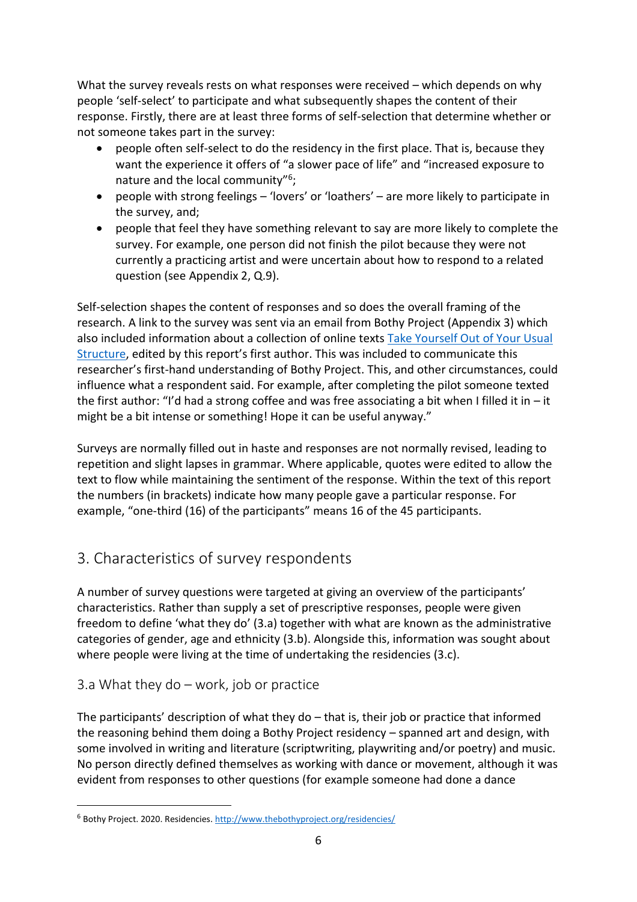What the survey reveals rests on what responses were received – which depends on why people 'self-select' to participate and what subsequently shapes the content of their response. Firstly, there are at least three forms of self-selection that determine whether or not someone takes part in the survey:

- people often self-select to do the residency in the first place. That is, because they want the experience it offers of "a slower pace of life" and "increased exposure to nature and the local community"[6];
- people with strong feelings – 'lovers' or 'loathers' – are more likely to participate in the survey, and;
- people that feel they have something relevant to say are more likely to complete the survey. For example, one person did not finish the pilot because they were not currently a practicing artist and were uncertain about how to respond to a related question (see Appendix 2, Q.9).

Self-selection shapes the content of responses and so does the overall framing of the research. A link to the survey was sent via an email from Bothy Project (Appendix 3) which also included information about a collection of online texts Take Yourself Out of Your Usual Structure, edited by this report's first author. This was included to communicate this researcher's first-hand understanding of Bothy Project. This, and other circumstances, could influence what a respondent said. For example, after completing the pilot someone texted the first author: "I'd had a strong coffee and was free associating a bit when I filled it in – it might be a bit intense or something! Hope it can be useful anyway."

Surveys are normally filled out in haste and responses are not normally revised, leading to repetition and slight lapses in grammar. Where applicable, quotes were edited to allow the text to flow while maintaining the sentiment of the response. Within the text of this report the numbers (in brackets) indicate how many people gave a particular response. For example, "one-third (16) of the participants" means 16 of the 45 participants.

## 3. Characteristics of survey respondents

A number of survey questions were targeted at giving an overview of the participants' characteristics. Rather than supply a set of prescriptive responses, people were given freedom to define 'what they do' (3.a) together with what are known as the administrative categories of gender, age and ethnicity (3.b). Alongside this, information was sought about where people were living at the time of undertaking the residencies (3.c).

### 3.a What they do – work, job or practice

The participants' description of what they do – that is, their job or practice that informed the reasoning behind them doing a Bothy Project residency – spanned art and design, with some involved in writing and literature (scriptwriting, playwriting and/or poetry) and music. No person directly defined themselves as working with dance or movement, although it was evident from responses to other questions (for example someone had done a dance

[6] Bothy Project. 2020. Residencies. http://www.thebothyproject.org/residencies/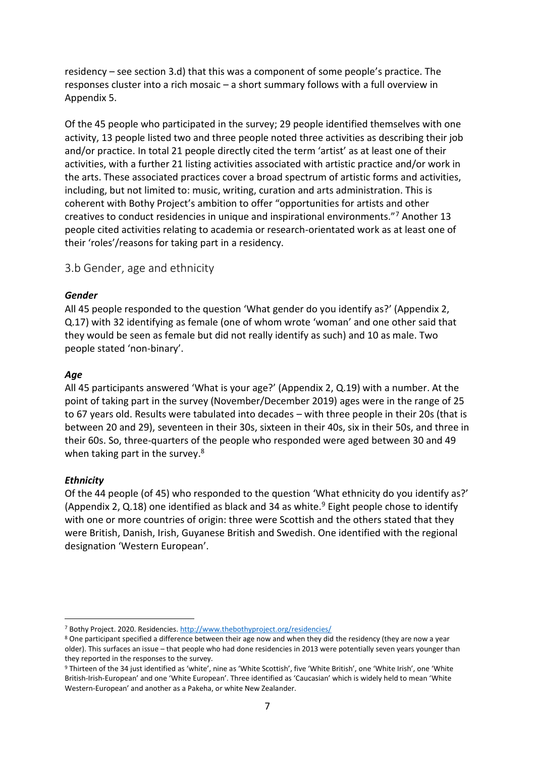residency – see section 3.d) that this was a component of some people's practice. The responses cluster into a rich mosaic – a short summary follows with a full overview in Appendix 5.

Of the 45 people who participated in the survey; 29 people identified themselves with one activity, 13 people listed two and three people noted three activities as describing their job and/or practice. In total 21 people directly cited the term 'artist' as at least one of their activities, with a further 21 listing activities associated with artistic practice and/or work in the arts. These associated practices cover a broad spectrum of artistic forms and activities, including, but not limited to: music, writing, curation and arts administration. This is coherent with Bothy Project's ambition to offer "opportunities for artists and other creatives to conduct residencies in unique and inspirational environments."[7] Another 13 people cited activities relating to academia or research-orientated work as at least one of their 'roles'/reasons for taking part in a residency.

## 3.b Gender, age and ethnicity

***Gender***

All 45 people responded to the question 'What gender do you identify as?' (Appendix 2, Q.17) with 32 identifying as female (one of whom wrote 'woman' and one other said that they would be seen as female but did not really identify as such) and 10 as male. Two people stated 'non-binary'.

***Age***

All 45 participants answered 'What is your age?' (Appendix 2, Q.19) with a number. At the point of taking part in the survey (November/December 2019) ages were in the range of 25 to 67 years old. Results were tabulated into decades – with three people in their 20s (that is between 20 and 29), seventeen in their 30s, sixteen in their 40s, six in their 50s, and three in their 60s. So, three-quarters of the people who responded were aged between 30 and 49 when taking part in the survey.[8]

***Ethnicity***

Of the 44 people (of 45) who responded to the question 'What ethnicity do you identify as?' (Appendix 2, Q.18) one identified as black and 34 as white.[9] Eight people chose to identify with one or more countries of origin: three were Scottish and the others stated that they were British, Danish, Irish, Guyanese British and Swedish. One identified with the regional designation 'Western European'.

---

[7] Bothy Project. 2020. Residencies. http://www.thebothyproject.org/residencies/

[8] One participant specified a difference between their age now and when they did the residency (they are now a year older). This surfaces an issue – that people who had done residencies in 2013 were potentially seven years younger than they reported in the responses to the survey.

[9] Thirteen of the 34 just identified as 'white', nine as 'White Scottish', five 'White British', one 'White Irish', one 'White British-Irish-European' and one 'White European'. Three identified as 'Caucasian' which is widely held to mean 'White Western-European' and another as a Pakeha, or white New Zealander.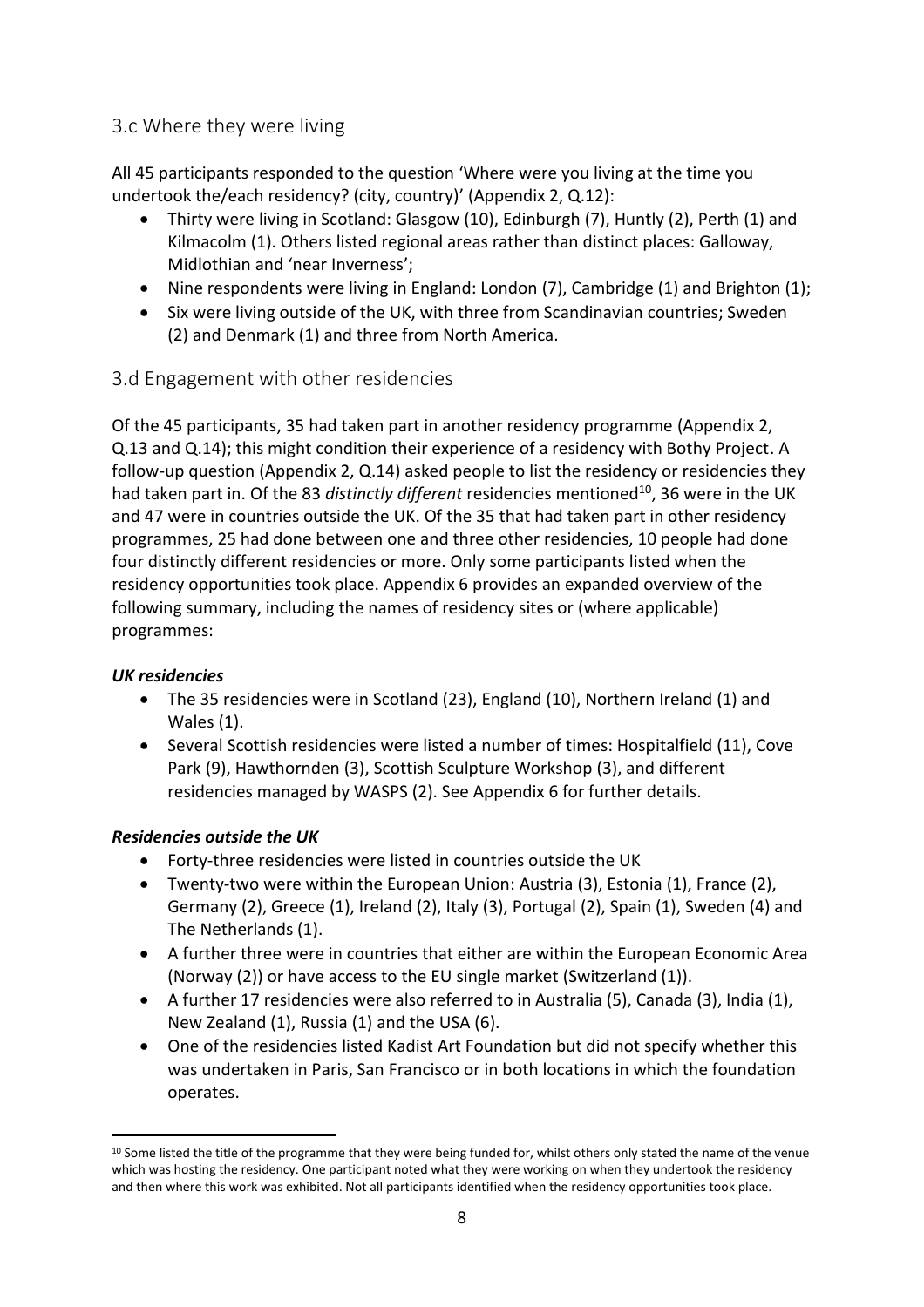## 3.c Where they were living

All 45 participants responded to the question 'Where were you living at the time you undertook the/each residency? (city, country)' (Appendix 2, Q.12):

- Thirty were living in Scotland: Glasgow (10), Edinburgh (7), Huntly (2), Perth (1) and Kilmacolm (1). Others listed regional areas rather than distinct places: Galloway, Midlothian and 'near Inverness';
- Nine respondents were living in England: London (7), Cambridge (1) and Brighton (1);
- Six were living outside of the UK, with three from Scandinavian countries; Sweden (2) and Denmark (1) and three from North America.

## 3.d Engagement with other residencies

Of the 45 participants, 35 had taken part in another residency programme (Appendix 2, Q.13 and Q.14); this might condition their experience of a residency with Bothy Project. A follow-up question (Appendix 2, Q.14) asked people to list the residency or residencies they had taken part in. Of the 83 *distinctly different* residencies mentioned[10], 36 were in the UK and 47 were in countries outside the UK. Of the 35 that had taken part in other residency programmes, 25 had done between one and three other residencies, 10 people had done four distinctly different residencies or more. Only some participants listed when the residency opportunities took place. Appendix 6 provides an expanded overview of the following summary, including the names of residency sites or (where applicable) programmes:

***UK residencies***

- The 35 residencies were in Scotland (23), England (10), Northern Ireland (1) and Wales (1).
- Several Scottish residencies were listed a number of times: Hospitalfield (11), Cove Park (9), Hawthornden (3), Scottish Sculpture Workshop (3), and different residencies managed by WASPS (2). See Appendix 6 for further details.

***Residencies outside the UK***

- Forty-three residencies were listed in countries outside the UK
- Twenty-two were within the European Union: Austria (3), Estonia (1), France (2), Germany (2), Greece (1), Ireland (2), Italy (3), Portugal (2), Spain (1), Sweden (4) and The Netherlands (1).
- A further three were in countries that either are within the European Economic Area (Norway (2)) or have access to the EU single market (Switzerland (1)).
- A further 17 residencies were also referred to in Australia (5), Canada (3), India (1), New Zealand (1), Russia (1) and the USA (6).
- One of the residencies listed Kadist Art Foundation but did not specify whether this was undertaken in Paris, San Francisco or in both locations in which the foundation operates.

[10] Some listed the title of the programme that they were being funded for, whilst others only stated the name of the venue which was hosting the residency. One participant noted what they were working on when they undertook the residency and then where this work was exhibited. Not all participants identified when the residency opportunities took place.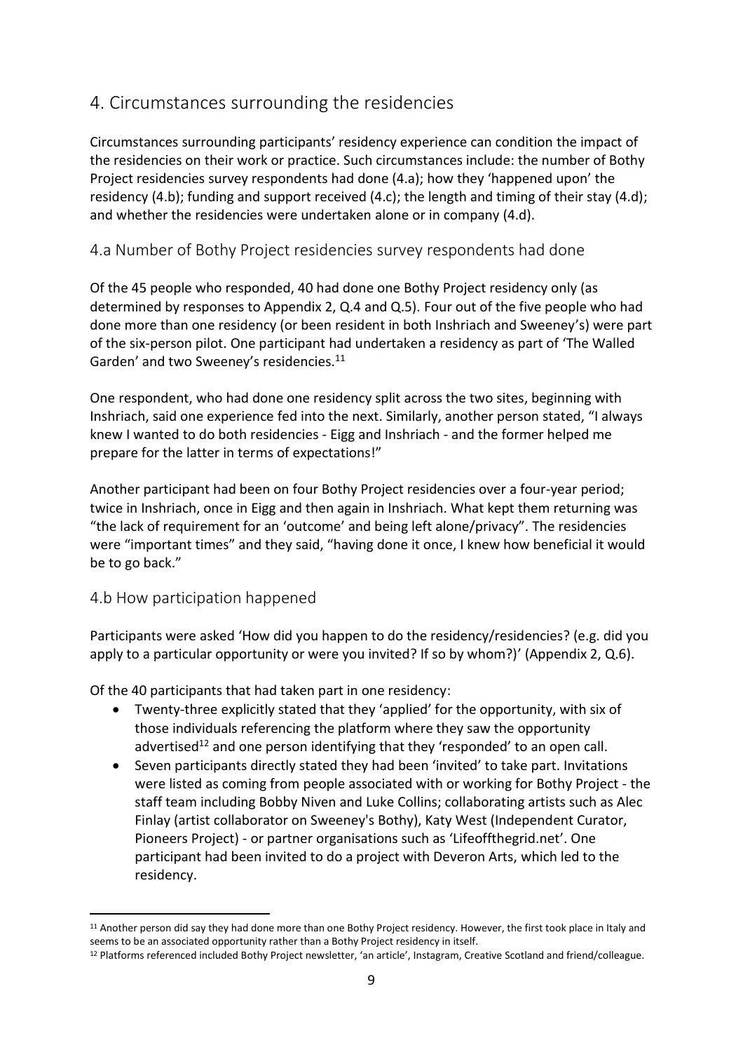## 4. Circumstances surrounding the residencies

Circumstances surrounding participants' residency experience can condition the impact of the residencies on their work or practice. Such circumstances include: the number of Bothy Project residencies survey respondents had done (4.a); how they 'happened upon' the residency (4.b); funding and support received (4.c); the length and timing of their stay (4.d); and whether the residencies were undertaken alone or in company (4.d).

### 4.a Number of Bothy Project residencies survey respondents had done

Of the 45 people who responded, 40 had done one Bothy Project residency only (as determined by responses to Appendix 2, Q.4 and Q.5). Four out of the five people who had done more than one residency (or been resident in both Inshriach and Sweeney's) were part of the six-person pilot. One participant had undertaken a residency as part of 'The Walled Garden' and two Sweeney's residencies.[11]

One respondent, who had done one residency split across the two sites, beginning with Inshriach, said one experience fed into the next. Similarly, another person stated, "I always knew I wanted to do both residencies - Eigg and Inshriach - and the former helped me prepare for the latter in terms of expectations!"

Another participant had been on four Bothy Project residencies over a four-year period; twice in Inshriach, once in Eigg and then again in Inshriach. What kept them returning was "the lack of requirement for an 'outcome' and being left alone/privacy". The residencies were "important times" and they said, "having done it once, I knew how beneficial it would be to go back."

### 4.b How participation happened

Participants were asked 'How did you happen to do the residency/residencies? (e.g. did you apply to a particular opportunity or were you invited? If so by whom?)' (Appendix 2, Q.6).

Of the 40 participants that had taken part in one residency:

- Twenty-three explicitly stated that they 'applied' for the opportunity, with six of those individuals referencing the platform where they saw the opportunity advertised[12] and one person identifying that they 'responded' to an open call.
- Seven participants directly stated they had been 'invited' to take part. Invitations were listed as coming from people associated with or working for Bothy Project - the staff team including Bobby Niven and Luke Collins; collaborating artists such as Alec Finlay (artist collaborator on Sweeney's Bothy), Katy West (Independent Curator, Pioneers Project) - or partner organisations such as 'Lifeoffthegrid.net'. One participant had been invited to do a project with Deveron Arts, which led to the residency.

---

[11] Another person did say they had done more than one Bothy Project residency. However, the first took place in Italy and seems to be an associated opportunity rather than a Bothy Project residency in itself.

[12] Platforms referenced included Bothy Project newsletter, 'an article', Instagram, Creative Scotland and friend/colleague.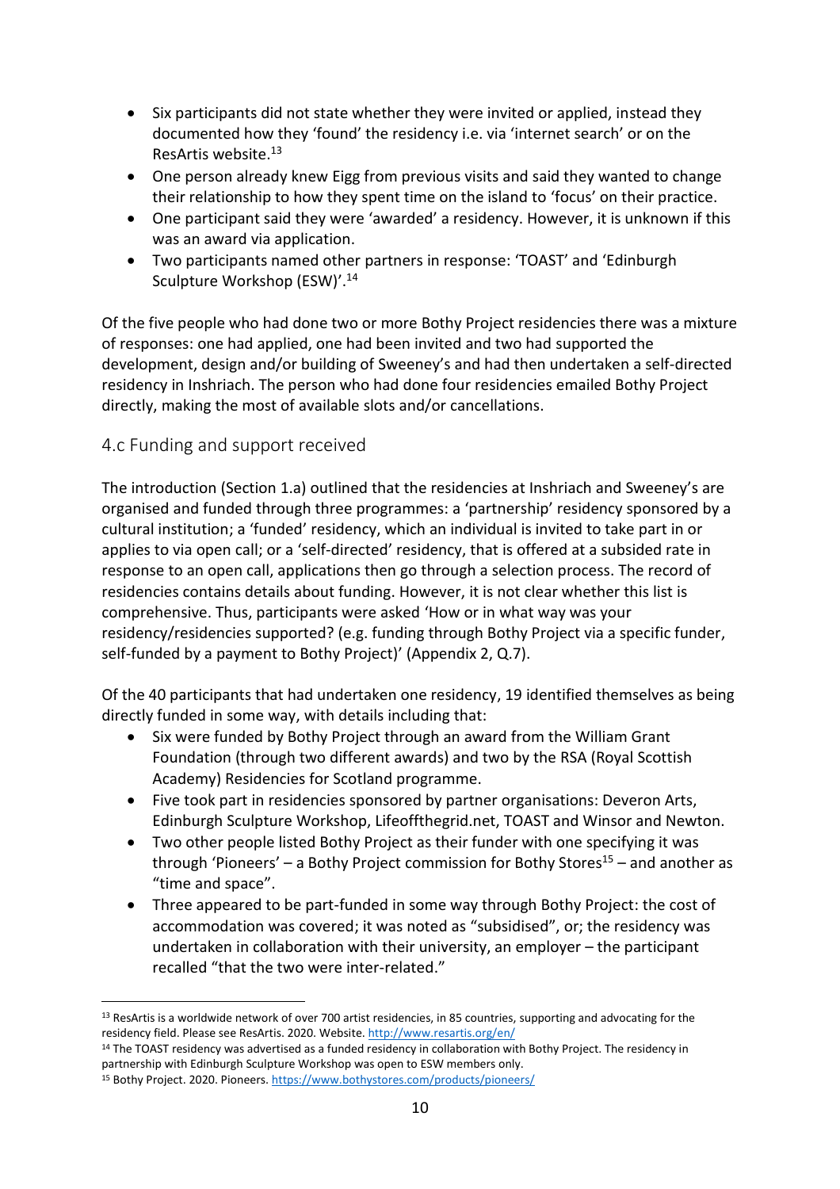- Six participants did not state whether they were invited or applied, instead they documented how they 'found' the residency i.e. via 'internet search' or on the ResArtis website.[13]
- One person already knew Eigg from previous visits and said they wanted to change their relationship to how they spent time on the island to 'focus' on their practice.
- One participant said they were 'awarded' a residency. However, it is unknown if this was an award via application.
- Two participants named other partners in response: 'TOAST' and 'Edinburgh Sculpture Workshop (ESW)'.[14]

Of the five people who had done two or more Bothy Project residencies there was a mixture of responses: one had applied, one had been invited and two had supported the development, design and/or building of Sweeney's and had then undertaken a self-directed residency in Inshriach. The person who had done four residencies emailed Bothy Project directly, making the most of available slots and/or cancellations.

## 4.c Funding and support received

The introduction (Section 1.a) outlined that the residencies at Inshriach and Sweeney's are organised and funded through three programmes: a 'partnership' residency sponsored by a cultural institution; a 'funded' residency, which an individual is invited to take part in or applies to via open call; or a 'self-directed' residency, that is offered at a subsided rate in response to an open call, applications then go through a selection process. The record of residencies contains details about funding. However, it is not clear whether this list is comprehensive. Thus, participants were asked 'How or in what way was your residency/residencies supported? (e.g. funding through Bothy Project via a specific funder, self-funded by a payment to Bothy Project)' (Appendix 2, Q.7).

Of the 40 participants that had undertaken one residency, 19 identified themselves as being directly funded in some way, with details including that:

- Six were funded by Bothy Project through an award from the William Grant Foundation (through two different awards) and two by the RSA (Royal Scottish Academy) Residencies for Scotland programme.
- Five took part in residencies sponsored by partner organisations: Deveron Arts, Edinburgh Sculpture Workshop, Lifeoffthegrid.net, TOAST and Winsor and Newton.
- Two other people listed Bothy Project as their funder with one specifying it was through 'Pioneers' – a Bothy Project commission for Bothy Stores[15] – and another as "time and space".
- Three appeared to be part-funded in some way through Bothy Project: the cost of accommodation was covered; it was noted as "subsidised", or; the residency was undertaken in collaboration with their university, an employer – the participant recalled "that the two were inter-related."

---

[13] ResArtis is a worldwide network of over 700 artist residencies, in 85 countries, supporting and advocating for the residency field. Please see ResArtis. 2020. Website. http://www.resartis.org/en/

[14] The TOAST residency was advertised as a funded residency in collaboration with Bothy Project. The residency in partnership with Edinburgh Sculpture Workshop was open to ESW members only.

[15] Bothy Project. 2020. Pioneers. https://www.bothystores.com/products/pioneers/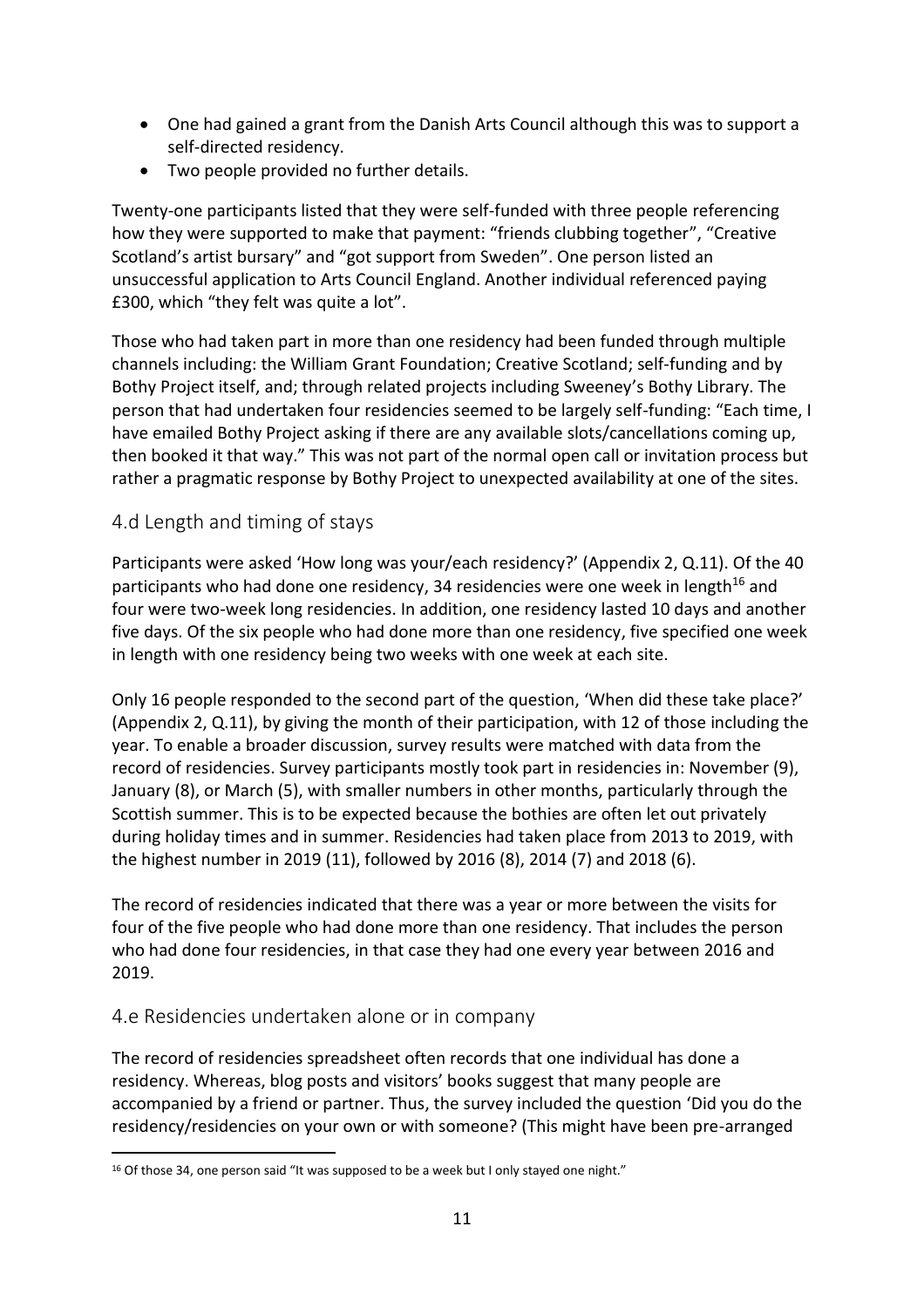- One had gained a grant from the Danish Arts Council although this was to support a self-directed residency.
- Two people provided no further details.

Twenty-one participants listed that they were self-funded with three people referencing how they were supported to make that payment: "friends clubbing together", "Creative Scotland's artist bursary" and "got support from Sweden". One person listed an unsuccessful application to Arts Council England. Another individual referenced paying £300, which "they felt was quite a lot".

Those who had taken part in more than one residency had been funded through multiple channels including: the William Grant Foundation; Creative Scotland; self-funding and by Bothy Project itself, and; through related projects including Sweeney's Bothy Library. The person that had undertaken four residencies seemed to be largely self-funding: "Each time, I have emailed Bothy Project asking if there are any available slots/cancellations coming up, then booked it that way." This was not part of the normal open call or invitation process but rather a pragmatic response by Bothy Project to unexpected availability at one of the sites.

## 4.d Length and timing of stays

Participants were asked 'How long was your/each residency?' (Appendix 2, Q.11). Of the 40 participants who had done one residency, 34 residencies were one week in length[16] and four were two-week long residencies. In addition, one residency lasted 10 days and another five days. Of the six people who had done more than one residency, five specified one week in length with one residency being two weeks with one week at each site.

Only 16 people responded to the second part of the question, 'When did these take place?' (Appendix 2, Q.11), by giving the month of their participation, with 12 of those including the year. To enable a broader discussion, survey results were matched with data from the record of residencies. Survey participants mostly took part in residencies in: November (9), January (8), or March (5), with smaller numbers in other months, particularly through the Scottish summer. This is to be expected because the bothies are often let out privately during holiday times and in summer. Residencies had taken place from 2013 to 2019, with the highest number in 2019 (11), followed by 2016 (8), 2014 (7) and 2018 (6).

The record of residencies indicated that there was a year or more between the visits for four of the five people who had done more than one residency. That includes the person who had done four residencies, in that case they had one every year between 2016 and 2019.

## 4.e Residencies undertaken alone or in company

The record of residencies spreadsheet often records that one individual has done a residency. Whereas, blog posts and visitors' books suggest that many people are accompanied by a friend or partner. Thus, the survey included the question 'Did you do the residency/residencies on your own or with someone? (This might have been pre-arranged

---

[16] Of those 34, one person said "It was supposed to be a week but I only stayed one night."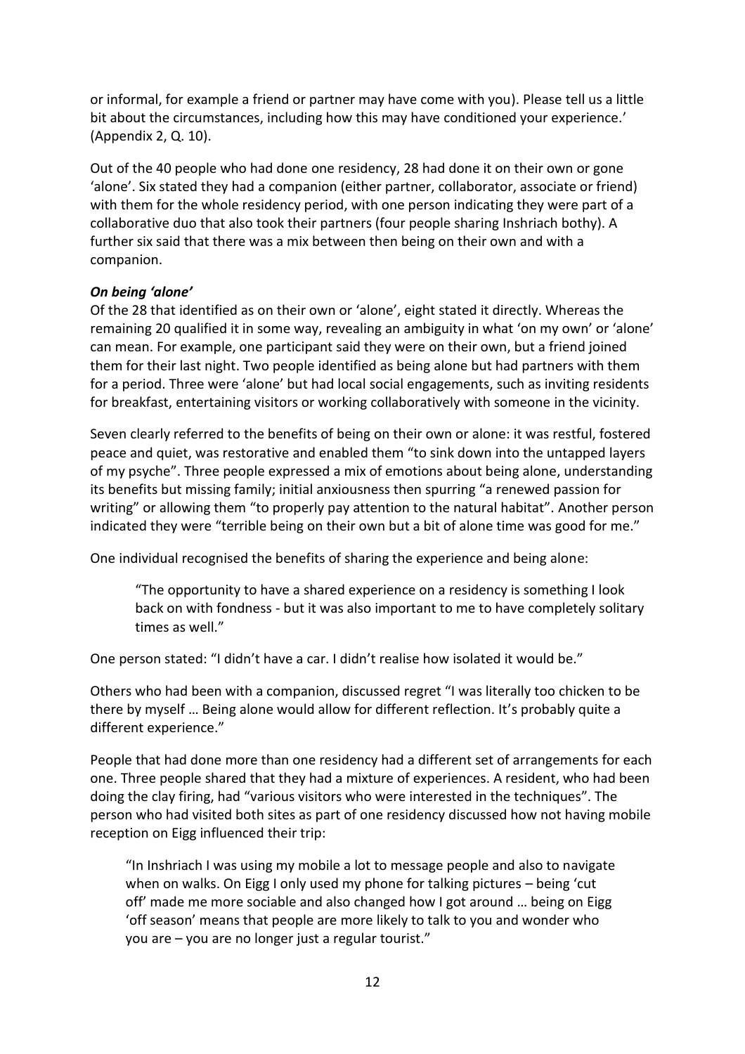or informal, for example a friend or partner may have come with you). Please tell us a little bit about the circumstances, including how this may have conditioned your experience.' (Appendix 2, Q. 10).

Out of the 40 people who had done one residency, 28 had done it on their own or gone 'alone'. Six stated they had a companion (either partner, collaborator, associate or friend) with them for the whole residency period, with one person indicating they were part of a collaborative duo that also took their partners (four people sharing Inshriach bothy). A further six said that there was a mix between then being on their own and with a companion.

***On being 'alone'***

Of the 28 that identified as on their own or 'alone', eight stated it directly. Whereas the remaining 20 qualified it in some way, revealing an ambiguity in what 'on my own' or 'alone' can mean. For example, one participant said they were on their own, but a friend joined them for their last night. Two people identified as being alone but had partners with them for a period. Three were 'alone' but had local social engagements, such as inviting residents for breakfast, entertaining visitors or working collaboratively with someone in the vicinity.

Seven clearly referred to the benefits of being on their own or alone: it was restful, fostered peace and quiet, was restorative and enabled them "to sink down into the untapped layers of my psyche". Three people expressed a mix of emotions about being alone, understanding its benefits but missing family; initial anxiousness then spurring "a renewed passion for writing" or allowing them "to properly pay attention to the natural habitat". Another person indicated they were "terrible being on their own but a bit of alone time was good for me."

One individual recognised the benefits of sharing the experience and being alone:

> "The opportunity to have a shared experience on a residency is something I look back on with fondness - but it was also important to me to have completely solitary times as well."

One person stated: "I didn't have a car. I didn't realise how isolated it would be."

Others who had been with a companion, discussed regret "I was literally too chicken to be there by myself … Being alone would allow for different reflection. It's probably quite a different experience."

People that had done more than one residency had a different set of arrangements for each one. Three people shared that they had a mixture of experiences. A resident, who had been doing the clay firing, had "various visitors who were interested in the techniques". The person who had visited both sites as part of one residency discussed how not having mobile reception on Eigg influenced their trip:

> "In Inshriach I was using my mobile a lot to message people and also to navigate when on walks. On Eigg I only used my phone for talking pictures – being 'cut off' made me more sociable and also changed how I got around … being on Eigg 'off season' means that people are more likely to talk to you and wonder who you are – you are no longer just a regular tourist."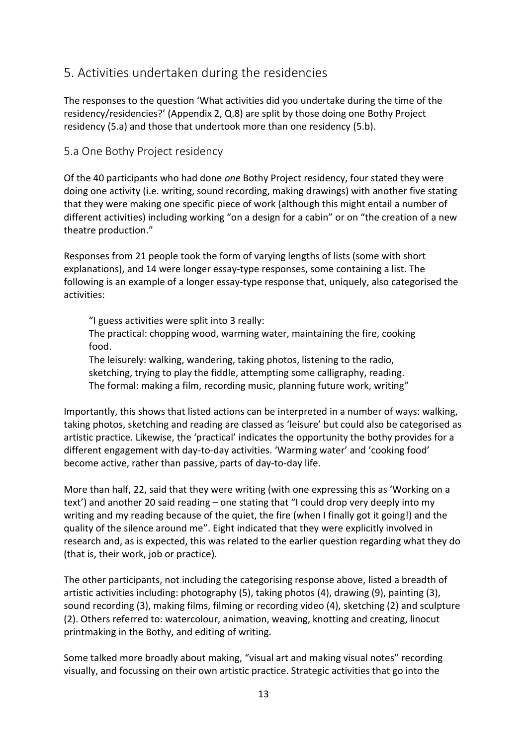## 5. Activities undertaken during the residencies

The responses to the question 'What activities did you undertake during the time of the residency/residencies?' (Appendix 2, Q.8) are split by those doing one Bothy Project residency (5.a) and those that undertook more than one residency (5.b).

### 5.a One Bothy Project residency

Of the 40 participants who had done *one* Bothy Project residency, four stated they were doing one activity (i.e. writing, sound recording, making drawings) with another five stating that they were making one specific piece of work (although this might entail a number of different activities) including working "on a design for a cabin" or on "the creation of a new theatre production."

Responses from 21 people took the form of varying lengths of lists (some with short explanations), and 14 were longer essay-type responses, some containing a list. The following is an example of a longer essay-type response that, uniquely, also categorised the activities:

> "I guess activities were split into 3 really:
> The practical: chopping wood, warming water, maintaining the fire, cooking food.
> The leisurely: walking, wandering, taking photos, listening to the radio, sketching, trying to play the fiddle, attempting some calligraphy, reading.
> The formal: making a film, recording music, planning future work, writing"

Importantly, this shows that listed actions can be interpreted in a number of ways: walking, taking photos, sketching and reading are classed as 'leisure' but could also be categorised as artistic practice. Likewise, the 'practical' indicates the opportunity the bothy provides for a different engagement with day-to-day activities. 'Warming water' and 'cooking food' become active, rather than passive, parts of day-to-day life.

More than half, 22, said that they were writing (with one expressing this as 'Working on a text') and another 20 said reading – one stating that "I could drop very deeply into my writing and my reading because of the quiet, the fire (when I finally got it going!) and the quality of the silence around me". Eight indicated that they were explicitly involved in research and, as is expected, this was related to the earlier question regarding what they do (that is, their work, job or practice).

The other participants, not including the categorising response above, listed a breadth of artistic activities including: photography (5), taking photos (4), drawing (9), painting (3), sound recording (3), making films, filming or recording video (4), sketching (2) and sculpture (2). Others referred to: watercolour, animation, weaving, knotting and creating, linocut printmaking in the Bothy, and editing of writing.

Some talked more broadly about making, "visual art and making visual notes" recording visually, and focussing on their own artistic practice. Strategic activities that go into the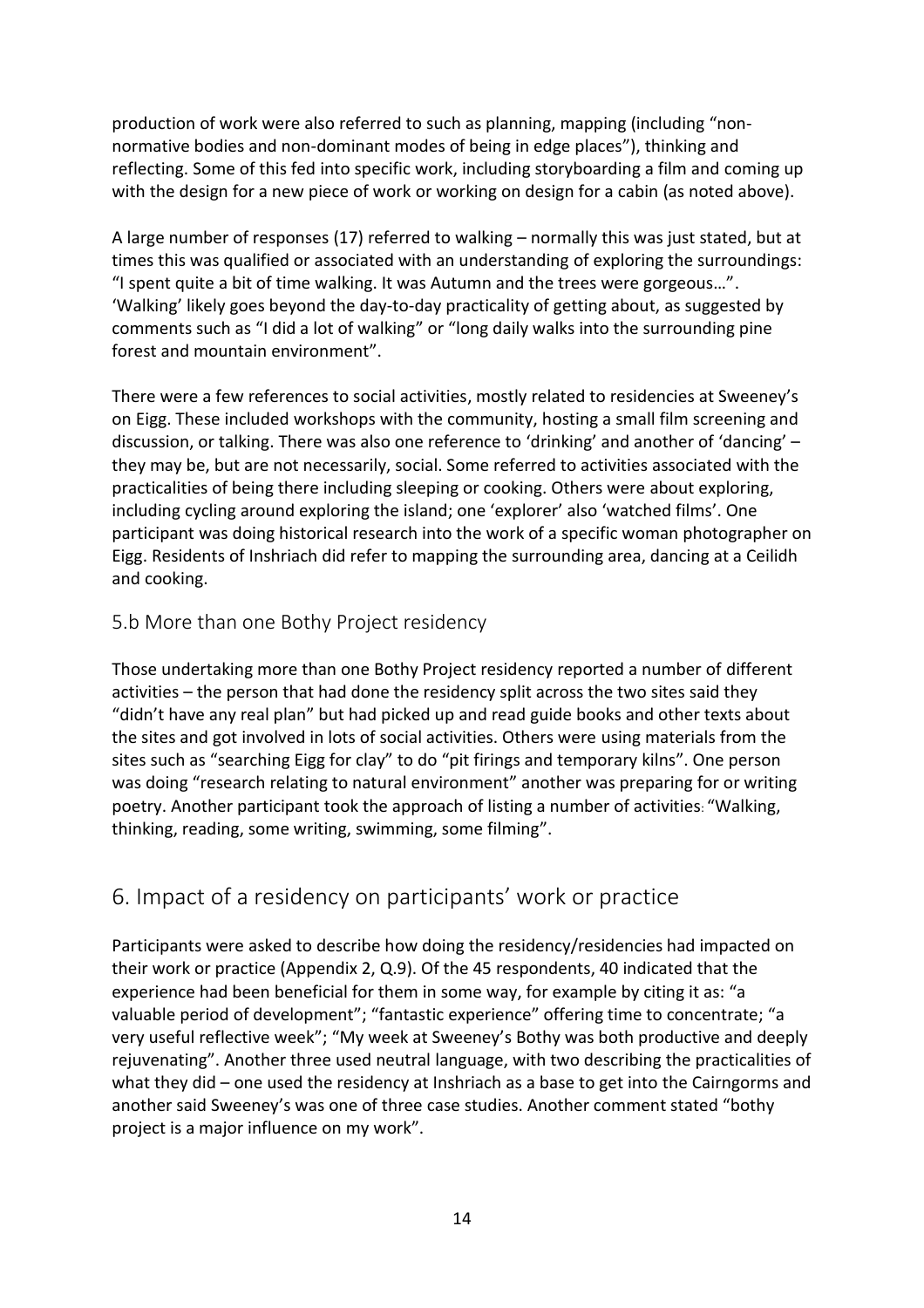production of work were also referred to such as planning, mapping (including "non-normative bodies and non-dominant modes of being in edge places"), thinking and reflecting. Some of this fed into specific work, including storyboarding a film and coming up with the design for a new piece of work or working on design for a cabin (as noted above).

A large number of responses (17) referred to walking – normally this was just stated, but at times this was qualified or associated with an understanding of exploring the surroundings: "I spent quite a bit of time walking. It was Autumn and the trees were gorgeous…". 'Walking' likely goes beyond the day-to-day practicality of getting about, as suggested by comments such as "I did a lot of walking" or "long daily walks into the surrounding pine forest and mountain environment".

There were a few references to social activities, mostly related to residencies at Sweeney's on Eigg. These included workshops with the community, hosting a small film screening and discussion, or talking. There was also one reference to 'drinking' and another of 'dancing' – they may be, but are not necessarily, social. Some referred to activities associated with the practicalities of being there including sleeping or cooking. Others were about exploring, including cycling around exploring the island; one 'explorer' also 'watched films'. One participant was doing historical research into the work of a specific woman photographer on Eigg. Residents of Inshriach did refer to mapping the surrounding area, dancing at a Ceilidh and cooking.

### 5.b More than one Bothy Project residency

Those undertaking more than one Bothy Project residency reported a number of different activities – the person that had done the residency split across the two sites said they "didn't have any real plan" but had picked up and read guide books and other texts about the sites and got involved in lots of social activities. Others were using materials from the sites such as "searching Eigg for clay" to do "pit firings and temporary kilns". One person was doing "research relating to natural environment" another was preparing for or writing poetry. Another participant took the approach of listing a number of activities: "Walking, thinking, reading, some writing, swimming, some filming".

## 6. Impact of a residency on participants' work or practice

Participants were asked to describe how doing the residency/residencies had impacted on their work or practice (Appendix 2, Q.9). Of the 45 respondents, 40 indicated that the experience had been beneficial for them in some way, for example by citing it as: "a valuable period of development"; "fantastic experience" offering time to concentrate; "a very useful reflective week"; "My week at Sweeney's Bothy was both productive and deeply rejuvenating". Another three used neutral language, with two describing the practicalities of what they did – one used the residency at Inshriach as a base to get into the Cairngorms and another said Sweeney's was one of three case studies. Another comment stated "bothy project is a major influence on my work".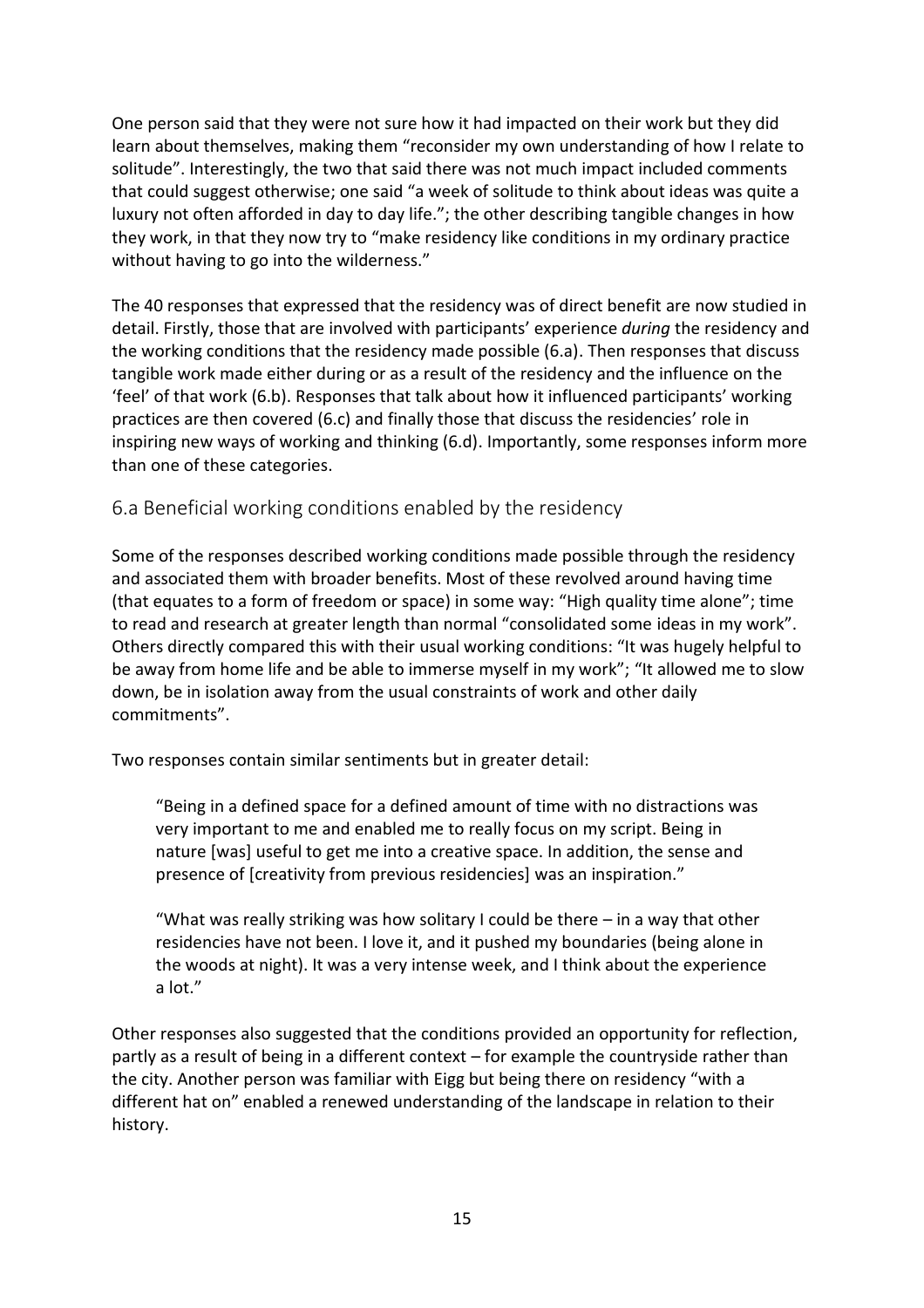One person said that they were not sure how it had impacted on their work but they did learn about themselves, making them "reconsider my own understanding of how I relate to solitude". Interestingly, the two that said there was not much impact included comments that could suggest otherwise; one said "a week of solitude to think about ideas was quite a luxury not often afforded in day to day life."; the other describing tangible changes in how they work, in that they now try to "make residency like conditions in my ordinary practice without having to go into the wilderness."

The 40 responses that expressed that the residency was of direct benefit are now studied in detail. Firstly, those that are involved with participants' experience *during* the residency and the working conditions that the residency made possible (6.a). Then responses that discuss tangible work made either during or as a result of the residency and the influence on the 'feel' of that work (6.b). Responses that talk about how it influenced participants' working practices are then covered (6.c) and finally those that discuss the residencies' role in inspiring new ways of working and thinking (6.d). Importantly, some responses inform more than one of these categories.

## 6.a Beneficial working conditions enabled by the residency

Some of the responses described working conditions made possible through the residency and associated them with broader benefits. Most of these revolved around having time (that equates to a form of freedom or space) in some way: "High quality time alone"; time to read and research at greater length than normal "consolidated some ideas in my work". Others directly compared this with their usual working conditions: "It was hugely helpful to be away from home life and be able to immerse myself in my work"; "It allowed me to slow down, be in isolation away from the usual constraints of work and other daily commitments".

Two responses contain similar sentiments but in greater detail:

> "Being in a defined space for a defined amount of time with no distractions was very important to me and enabled me to really focus on my script. Being in nature [was] useful to get me into a creative space. In addition, the sense and presence of [creativity from previous residencies] was an inspiration."

> "What was really striking was how solitary I could be there – in a way that other residencies have not been. I love it, and it pushed my boundaries (being alone in the woods at night). It was a very intense week, and I think about the experience a lot."

Other responses also suggested that the conditions provided an opportunity for reflection, partly as a result of being in a different context – for example the countryside rather than the city. Another person was familiar with Eigg but being there on residency "with a different hat on" enabled a renewed understanding of the landscape in relation to their history.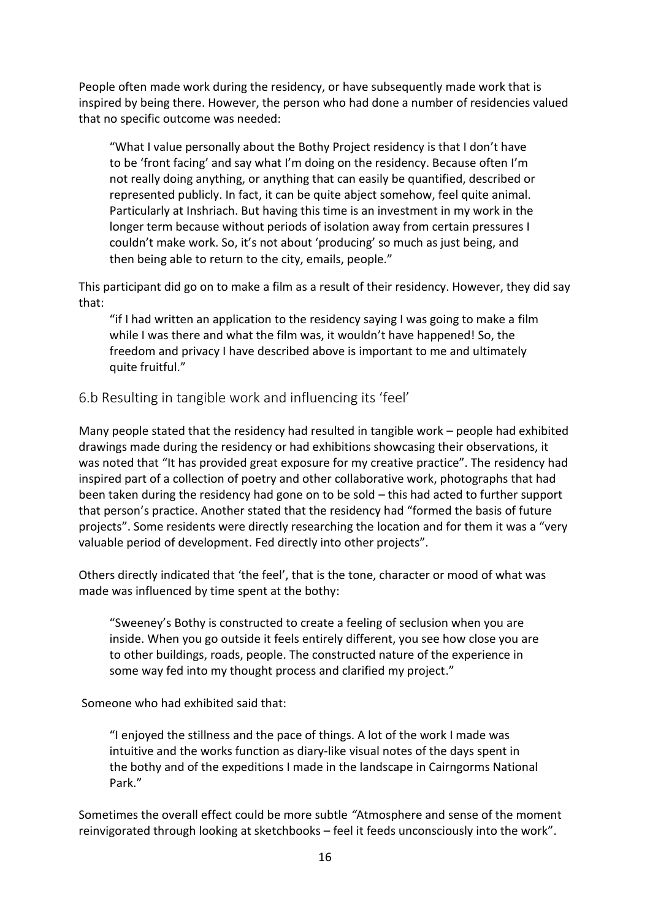People often made work during the residency, or have subsequently made work that is inspired by being there. However, the person who had done a number of residencies valued that no specific outcome was needed:

> "What I value personally about the Bothy Project residency is that I don't have to be 'front facing' and say what I'm doing on the residency. Because often I'm not really doing anything, or anything that can easily be quantified, described or represented publicly. In fact, it can be quite abject somehow, feel quite animal. Particularly at Inshriach. But having this time is an investment in my work in the longer term because without periods of isolation away from certain pressures I couldn't make work. So, it's not about 'producing' so much as just being, and then being able to return to the city, emails, people."

This participant did go on to make a film as a result of their residency. However, they did say that:

> "if I had written an application to the residency saying I was going to make a film while I was there and what the film was, it wouldn't have happened! So, the freedom and privacy I have described above is important to me and ultimately quite fruitful."

### 6.b Resulting in tangible work and influencing its 'feel'

Many people stated that the residency had resulted in tangible work – people had exhibited drawings made during the residency or had exhibitions showcasing their observations, it was noted that "It has provided great exposure for my creative practice". The residency had inspired part of a collection of poetry and other collaborative work, photographs that had been taken during the residency had gone on to be sold – this had acted to further support that person's practice. Another stated that the residency had "formed the basis of future projects". Some residents were directly researching the location and for them it was a "very valuable period of development. Fed directly into other projects".

Others directly indicated that 'the feel', that is the tone, character or mood of what was made was influenced by time spent at the bothy:

> "Sweeney's Bothy is constructed to create a feeling of seclusion when you are inside. When you go outside it feels entirely different, you see how close you are to other buildings, roads, people. The constructed nature of the experience in some way fed into my thought process and clarified my project."

Someone who had exhibited said that:

> "I enjoyed the stillness and the pace of things. A lot of the work I made was intuitive and the works function as diary-like visual notes of the days spent in the bothy and of the expeditions I made in the landscape in Cairngorms National Park."

Sometimes the overall effect could be more subtle *"*Atmosphere and sense of the moment reinvigorated through looking at sketchbooks – feel it feeds unconsciously into the work".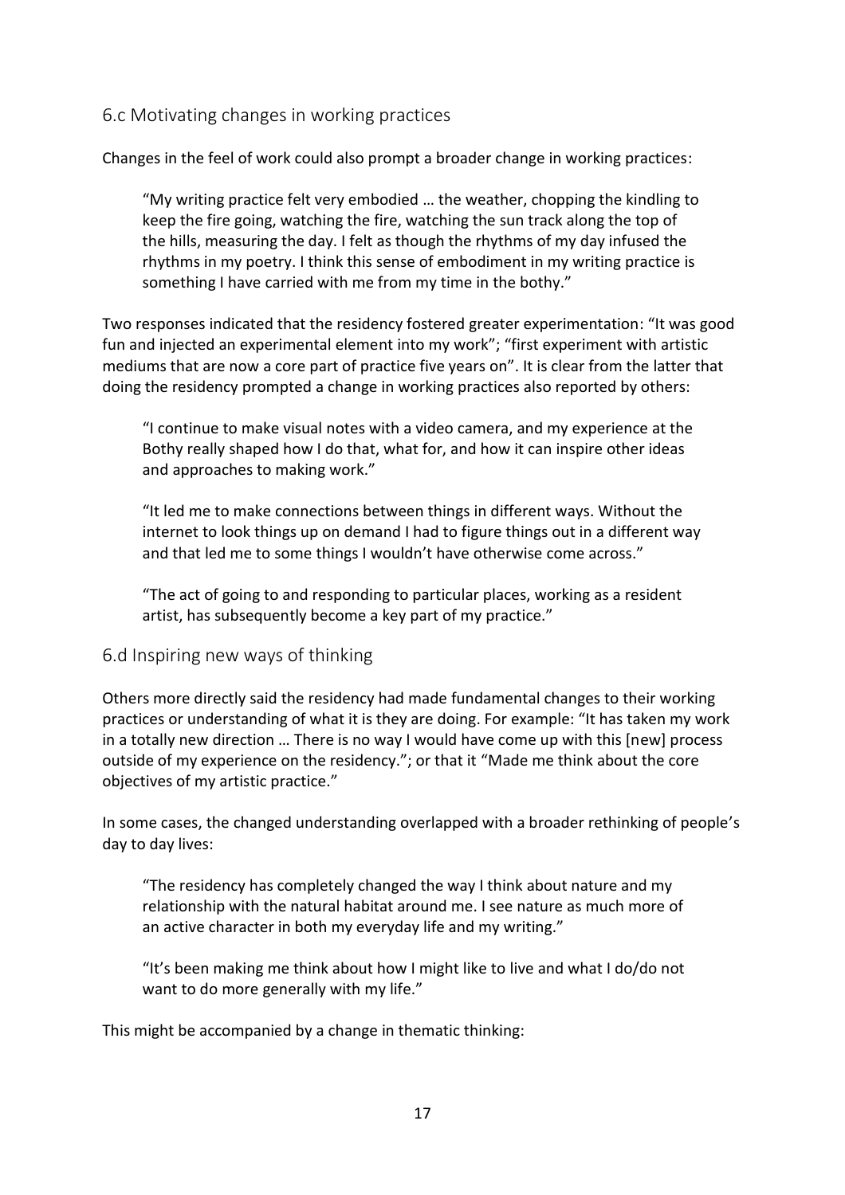## 6.c Motivating changes in working practices

Changes in the feel of work could also prompt a broader change in working practices:

> "My writing practice felt very embodied … the weather, chopping the kindling to keep the fire going, watching the fire, watching the sun track along the top of the hills, measuring the day. I felt as though the rhythms of my day infused the rhythms in my poetry. I think this sense of embodiment in my writing practice is something I have carried with me from my time in the bothy."

Two responses indicated that the residency fostered greater experimentation: "It was good fun and injected an experimental element into my work"; "first experiment with artistic mediums that are now a core part of practice five years on". It is clear from the latter that doing the residency prompted a change in working practices also reported by others:

> "I continue to make visual notes with a video camera, and my experience at the Bothy really shaped how I do that, what for, and how it can inspire other ideas and approaches to making work."

> "It led me to make connections between things in different ways. Without the internet to look things up on demand I had to figure things out in a different way and that led me to some things I wouldn't have otherwise come across."

> "The act of going to and responding to particular places, working as a resident artist, has subsequently become a key part of my practice."

## 6.d Inspiring new ways of thinking

Others more directly said the residency had made fundamental changes to their working practices or understanding of what it is they are doing. For example: "It has taken my work in a totally new direction … There is no way I would have come up with this [new] process outside of my experience on the residency."; or that it "Made me think about the core objectives of my artistic practice."

In some cases, the changed understanding overlapped with a broader rethinking of people's day to day lives:

> "The residency has completely changed the way I think about nature and my relationship with the natural habitat around me. I see nature as much more of an active character in both my everyday life and my writing."

> "It's been making me think about how I might like to live and what I do/do not want to do more generally with my life."

This might be accompanied by a change in thematic thinking: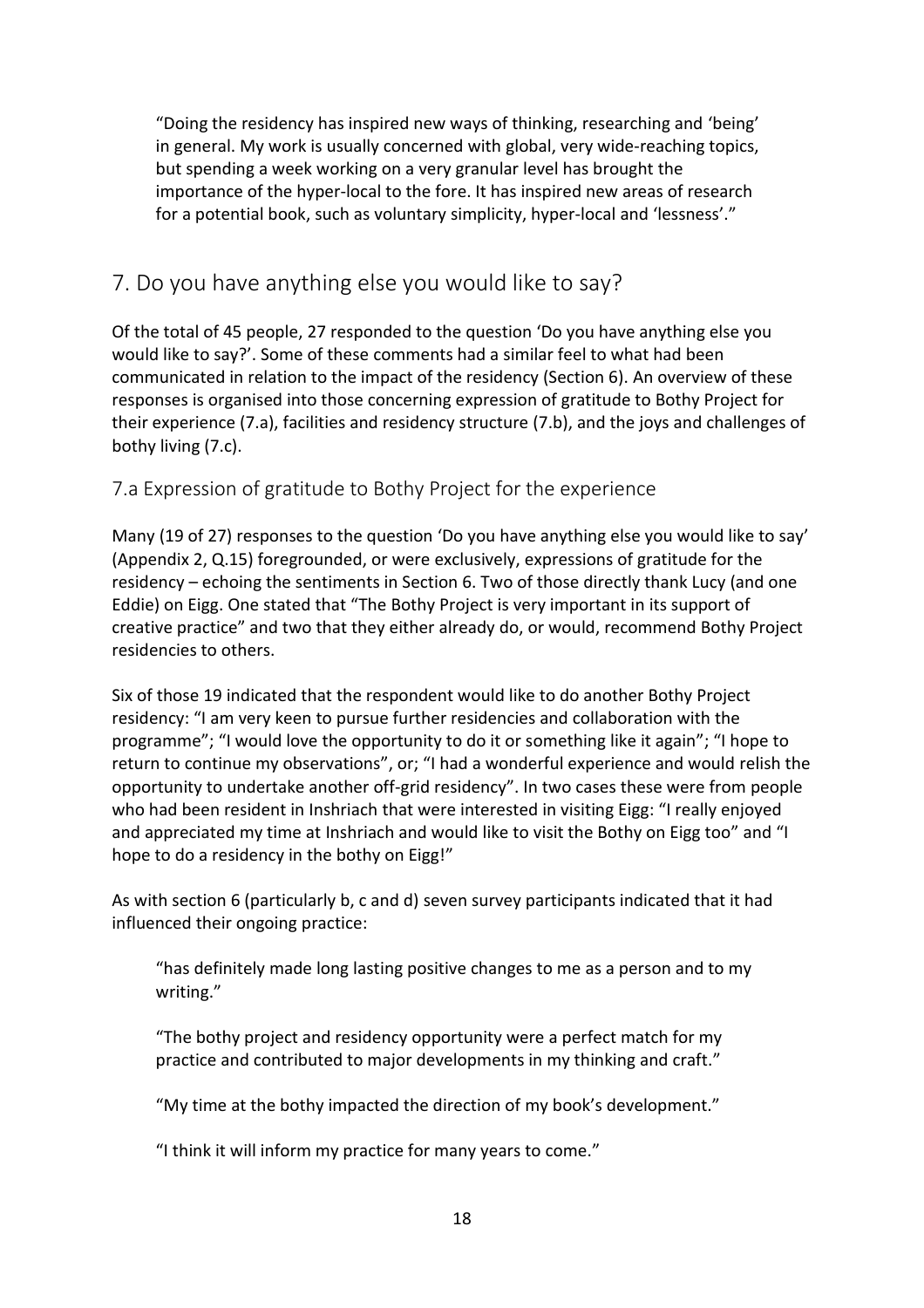> "Doing the residency has inspired new ways of thinking, researching and 'being' in general. My work is usually concerned with global, very wide-reaching topics, but spending a week working on a very granular level has brought the importance of the hyper-local to the fore. It has inspired new areas of research for a potential book, such as voluntary simplicity, hyper-local and 'lessness'."

## 7. Do you have anything else you would like to say?

Of the total of 45 people, 27 responded to the question 'Do you have anything else you would like to say?'. Some of these comments had a similar feel to what had been communicated in relation to the impact of the residency (Section 6). An overview of these responses is organised into those concerning expression of gratitude to Bothy Project for their experience (7.a), facilities and residency structure (7.b), and the joys and challenges of bothy living (7.c).

### 7.a Expression of gratitude to Bothy Project for the experience

Many (19 of 27) responses to the question 'Do you have anything else you would like to say' (Appendix 2, Q.15) foregrounded, or were exclusively, expressions of gratitude for the residency – echoing the sentiments in Section 6. Two of those directly thank Lucy (and one Eddie) on Eigg. One stated that "The Bothy Project is very important in its support of creative practice" and two that they either already do, or would, recommend Bothy Project residencies to others.

Six of those 19 indicated that the respondent would like to do another Bothy Project residency: "I am very keen to pursue further residencies and collaboration with the programme"; "I would love the opportunity to do it or something like it again"; "I hope to return to continue my observations", or; "I had a wonderful experience and would relish the opportunity to undertake another off-grid residency". In two cases these were from people who had been resident in Inshriach that were interested in visiting Eigg: "I really enjoyed and appreciated my time at Inshriach and would like to visit the Bothy on Eigg too" and "I hope to do a residency in the bothy on Eigg!"

As with section 6 (particularly b, c and d) seven survey participants indicated that it had influenced their ongoing practice:

> "has definitely made long lasting positive changes to me as a person and to my writing."

> "The bothy project and residency opportunity were a perfect match for my practice and contributed to major developments in my thinking and craft."

> "My time at the bothy impacted the direction of my book's development."

> "I think it will inform my practice for many years to come."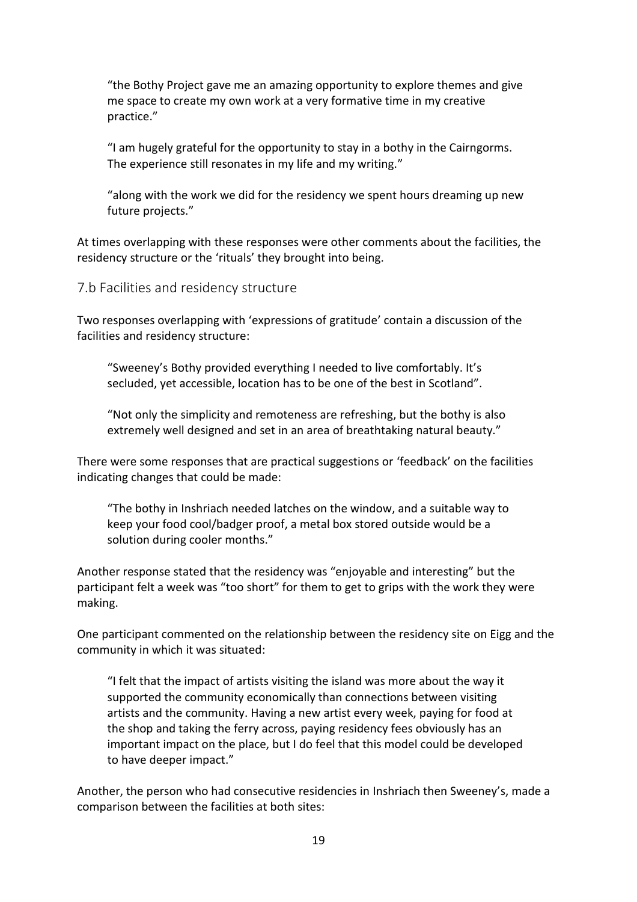"the Bothy Project gave me an amazing opportunity to explore themes and give me space to create my own work at a very formative time in my creative practice."

"I am hugely grateful for the opportunity to stay in a bothy in the Cairngorms. The experience still resonates in my life and my writing."

"along with the work we did for the residency we spent hours dreaming up new future projects."

At times overlapping with these responses were other comments about the facilities, the residency structure or the 'rituals' they brought into being.

### 7.b Facilities and residency structure

Two responses overlapping with 'expressions of gratitude' contain a discussion of the facilities and residency structure:

"Sweeney's Bothy provided everything I needed to live comfortably. It's secluded, yet accessible, location has to be one of the best in Scotland".

"Not only the simplicity and remoteness are refreshing, but the bothy is also extremely well designed and set in an area of breathtaking natural beauty."

There were some responses that are practical suggestions or 'feedback' on the facilities indicating changes that could be made:

"The bothy in Inshriach needed latches on the window, and a suitable way to keep your food cool/badger proof, a metal box stored outside would be a solution during cooler months."

Another response stated that the residency was "enjoyable and interesting" but the participant felt a week was "too short" for them to get to grips with the work they were making.

One participant commented on the relationship between the residency site on Eigg and the community in which it was situated:

"I felt that the impact of artists visiting the island was more about the way it supported the community economically than connections between visiting artists and the community. Having a new artist every week, paying for food at the shop and taking the ferry across, paying residency fees obviously has an important impact on the place, but I do feel that this model could be developed to have deeper impact."

Another, the person who had consecutive residencies in Inshriach then Sweeney's, made a comparison between the facilities at both sites: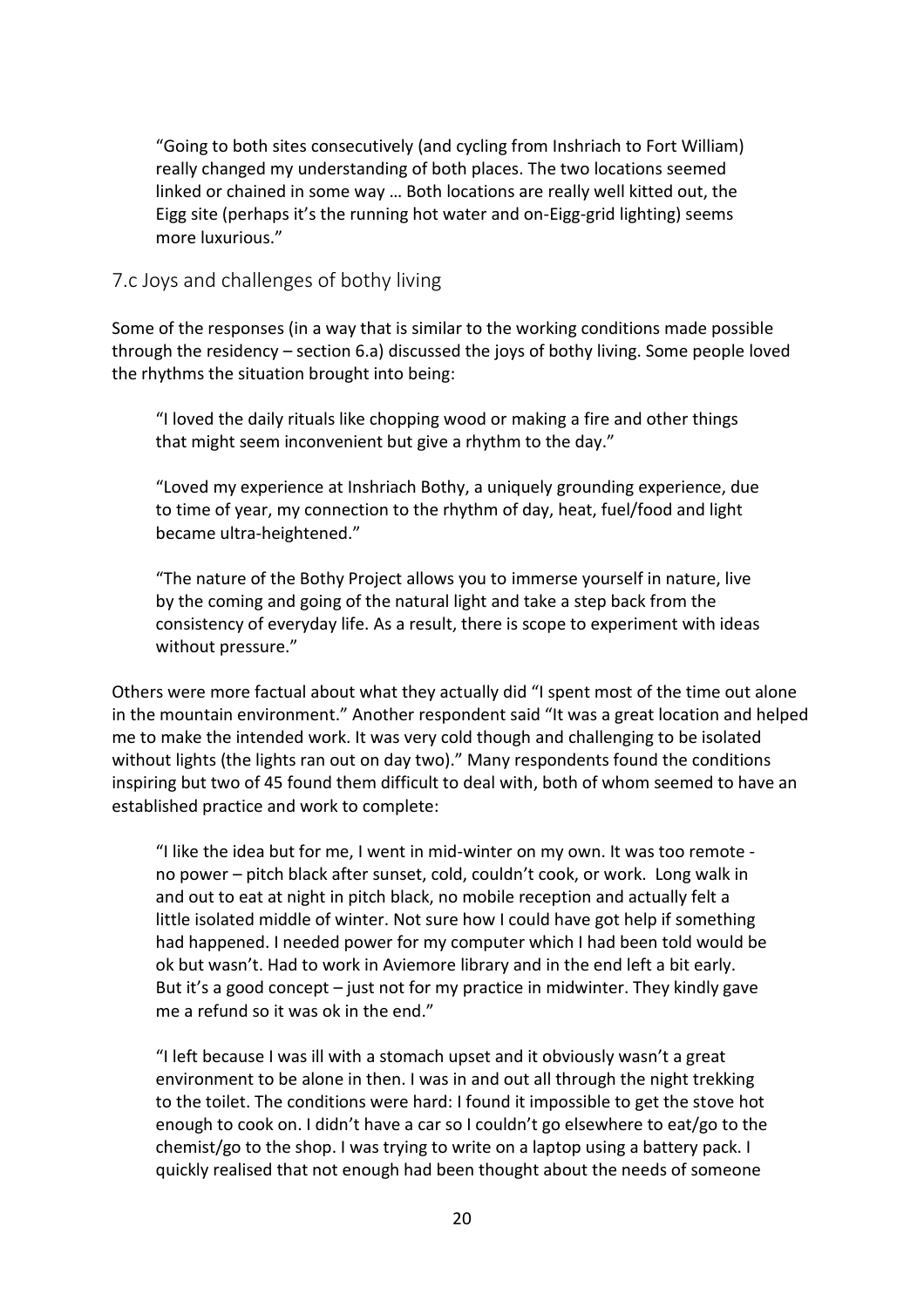> "Going to both sites consecutively (and cycling from Inshriach to Fort William) really changed my understanding of both places. The two locations seemed linked or chained in some way … Both locations are really well kitted out, the Eigg site (perhaps it's the running hot water and on-Eigg-grid lighting) seems more luxurious."

## 7.c Joys and challenges of bothy living

Some of the responses (in a way that is similar to the working conditions made possible through the residency – section 6.a) discussed the joys of bothy living. Some people loved the rhythms the situation brought into being:

> "I loved the daily rituals like chopping wood or making a fire and other things that might seem inconvenient but give a rhythm to the day."

> "Loved my experience at Inshriach Bothy, a uniquely grounding experience, due to time of year, my connection to the rhythm of day, heat, fuel/food and light became ultra-heightened."

> "The nature of the Bothy Project allows you to immerse yourself in nature, live by the coming and going of the natural light and take a step back from the consistency of everyday life. As a result, there is scope to experiment with ideas without pressure."

Others were more factual about what they actually did "I spent most of the time out alone in the mountain environment." Another respondent said "It was a great location and helped me to make the intended work. It was very cold though and challenging to be isolated without lights (the lights ran out on day two)." Many respondents found the conditions inspiring but two of 45 found them difficult to deal with, both of whom seemed to have an established practice and work to complete:

> "I like the idea but for me, I went in mid-winter on my own. It was too remote - no power – pitch black after sunset, cold, couldn't cook, or work. Long walk in and out to eat at night in pitch black, no mobile reception and actually felt a little isolated middle of winter. Not sure how I could have got help if something had happened. I needed power for my computer which I had been told would be ok but wasn't. Had to work in Aviemore library and in the end left a bit early. But it's a good concept – just not for my practice in midwinter. They kindly gave me a refund so it was ok in the end."

> "I left because I was ill with a stomach upset and it obviously wasn't a great environment to be alone in then. I was in and out all through the night trekking to the toilet. The conditions were hard: I found it impossible to get the stove hot enough to cook on. I didn't have a car so I couldn't go elsewhere to eat/go to the chemist/go to the shop. I was trying to write on a laptop using a battery pack. I quickly realised that not enough had been thought about the needs of someone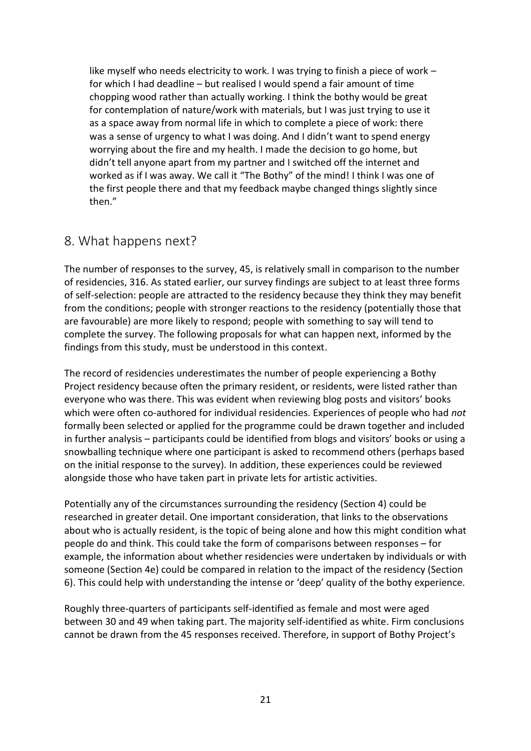like myself who needs electricity to work. I was trying to finish a piece of work – for which I had deadline – but realised I would spend a fair amount of time chopping wood rather than actually working. I think the bothy would be great for contemplation of nature/work with materials, but I was just trying to use it as a space away from normal life in which to complete a piece of work: there was a sense of urgency to what I was doing. And I didn't want to spend energy worrying about the fire and my health. I made the decision to go home, but didn't tell anyone apart from my partner and I switched off the internet and worked as if I was away. We call it "The Bothy" of the mind! I think I was one of the first people there and that my feedback maybe changed things slightly since then."

## 8. What happens next?

The number of responses to the survey, 45, is relatively small in comparison to the number of residencies, 316. As stated earlier, our survey findings are subject to at least three forms of self-selection: people are attracted to the residency because they think they may benefit from the conditions; people with stronger reactions to the residency (potentially those that are favourable) are more likely to respond; people with something to say will tend to complete the survey. The following proposals for what can happen next, informed by the findings from this study, must be understood in this context.

The record of residencies underestimates the number of people experiencing a Bothy Project residency because often the primary resident, or residents, were listed rather than everyone who was there. This was evident when reviewing blog posts and visitors' books which were often co-authored for individual residencies. Experiences of people who had *not* formally been selected or applied for the programme could be drawn together and included in further analysis – participants could be identified from blogs and visitors' books or using a snowballing technique where one participant is asked to recommend others (perhaps based on the initial response to the survey). In addition, these experiences could be reviewed alongside those who have taken part in private lets for artistic activities.

Potentially any of the circumstances surrounding the residency (Section 4) could be researched in greater detail. One important consideration, that links to the observations about who is actually resident, is the topic of being alone and how this might condition what people do and think. This could take the form of comparisons between responses – for example, the information about whether residencies were undertaken by individuals or with someone (Section 4e) could be compared in relation to the impact of the residency (Section 6). This could help with understanding the intense or 'deep' quality of the bothy experience.

Roughly three-quarters of participants self-identified as female and most were aged between 30 and 49 when taking part. The majority self-identified as white. Firm conclusions cannot be drawn from the 45 responses received. Therefore, in support of Bothy Project's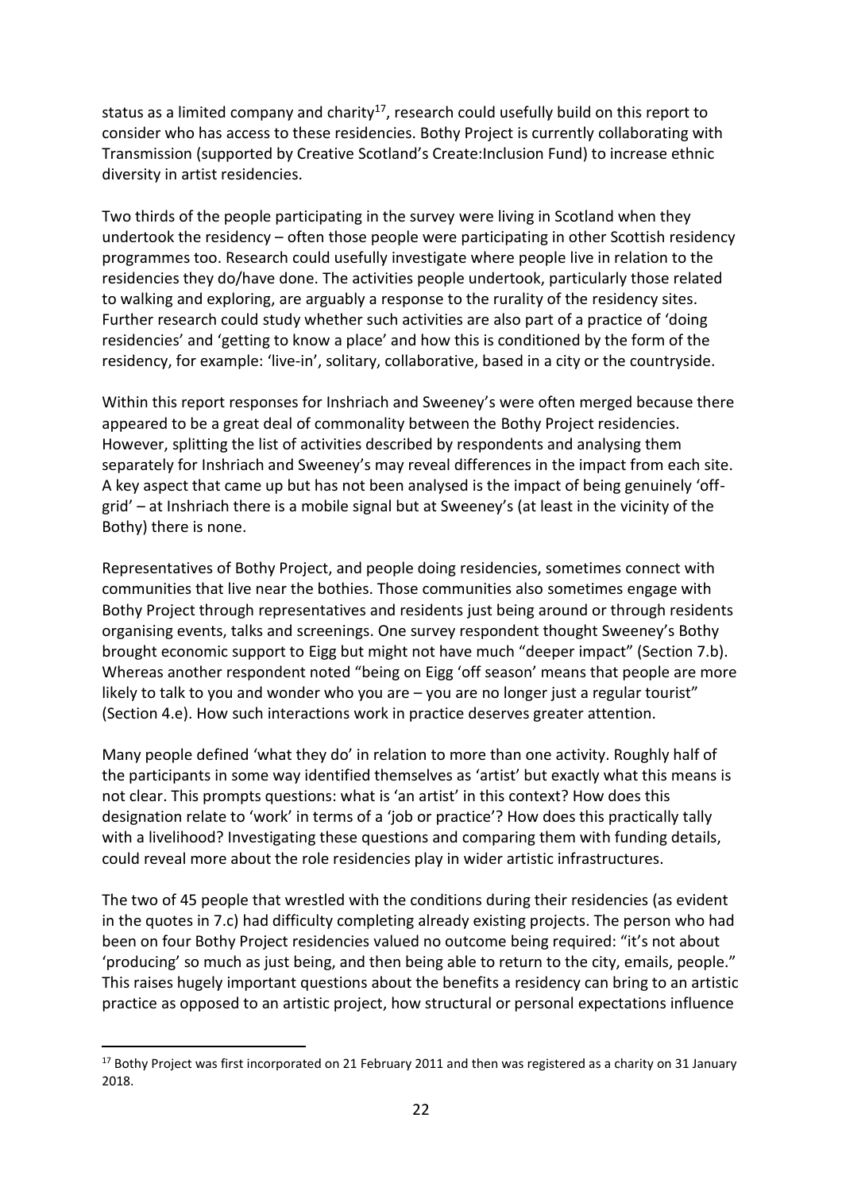status as a limited company and charity[17], research could usefully build on this report to consider who has access to these residencies. Bothy Project is currently collaborating with Transmission (supported by Creative Scotland's Create:Inclusion Fund) to increase ethnic diversity in artist residencies.

Two thirds of the people participating in the survey were living in Scotland when they undertook the residency – often those people were participating in other Scottish residency programmes too. Research could usefully investigate where people live in relation to the residencies they do/have done. The activities people undertook, particularly those related to walking and exploring, are arguably a response to the rurality of the residency sites. Further research could study whether such activities are also part of a practice of 'doing residencies' and 'getting to know a place' and how this is conditioned by the form of the residency, for example: 'live-in', solitary, collaborative, based in a city or the countryside.

Within this report responses for Inshriach and Sweeney's were often merged because there appeared to be a great deal of commonality between the Bothy Project residencies. However, splitting the list of activities described by respondents and analysing them separately for Inshriach and Sweeney's may reveal differences in the impact from each site. A key aspect that came up but has not been analysed is the impact of being genuinely 'off-grid' – at Inshriach there is a mobile signal but at Sweeney's (at least in the vicinity of the Bothy) there is none.

Representatives of Bothy Project, and people doing residencies, sometimes connect with communities that live near the bothies. Those communities also sometimes engage with Bothy Project through representatives and residents just being around or through residents organising events, talks and screenings. One survey respondent thought Sweeney's Bothy brought economic support to Eigg but might not have much "deeper impact" (Section 7.b). Whereas another respondent noted "being on Eigg 'off season' means that people are more likely to talk to you and wonder who you are – you are no longer just a regular tourist" (Section 4.e). How such interactions work in practice deserves greater attention.

Many people defined 'what they do' in relation to more than one activity. Roughly half of the participants in some way identified themselves as 'artist' but exactly what this means is not clear. This prompts questions: what is 'an artist' in this context? How does this designation relate to 'work' in terms of a 'job or practice'? How does this practically tally with a livelihood? Investigating these questions and comparing them with funding details, could reveal more about the role residencies play in wider artistic infrastructures.

The two of 45 people that wrestled with the conditions during their residencies (as evident in the quotes in 7.c) had difficulty completing already existing projects. The person who had been on four Bothy Project residencies valued no outcome being required: "it's not about 'producing' so much as just being, and then being able to return to the city, emails, people." This raises hugely important questions about the benefits a residency can bring to an artistic practice as opposed to an artistic project, how structural or personal expectations influence

[17] Bothy Project was first incorporated on 21 February 2011 and then was registered as a charity on 31 January 2018.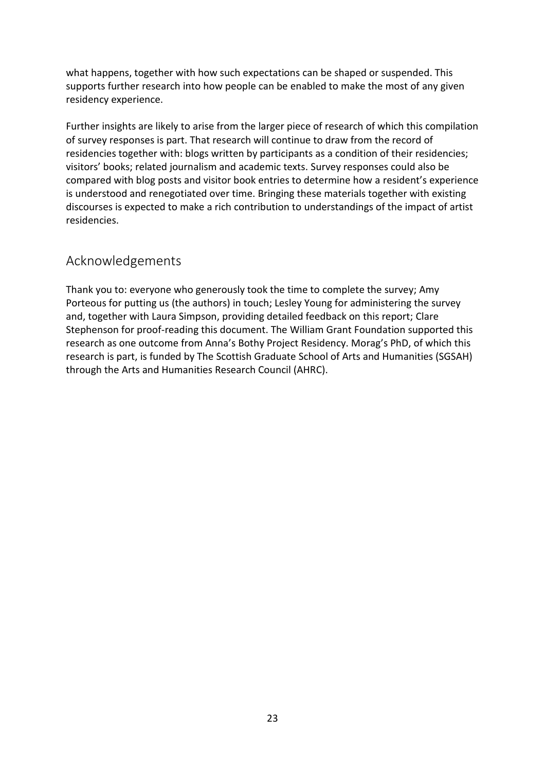what happens, together with how such expectations can be shaped or suspended. This supports further research into how people can be enabled to make the most of any given residency experience.

Further insights are likely to arise from the larger piece of research of which this compilation of survey responses is part. That research will continue to draw from the record of residencies together with: blogs written by participants as a condition of their residencies; visitors' books; related journalism and academic texts. Survey responses could also be compared with blog posts and visitor book entries to determine how a resident's experience is understood and renegotiated over time. Bringing these materials together with existing discourses is expected to make a rich contribution to understandings of the impact of artist residencies.

## Acknowledgements

Thank you to: everyone who generously took the time to complete the survey; Amy Porteous for putting us (the authors) in touch; Lesley Young for administering the survey and, together with Laura Simpson, providing detailed feedback on this report; Clare Stephenson for proof-reading this document. The William Grant Foundation supported this research as one outcome from Anna's Bothy Project Residency. Morag's PhD, of which this research is part, is funded by The Scottish Graduate School of Arts and Humanities (SGSAH) through the Arts and Humanities Research Council (AHRC).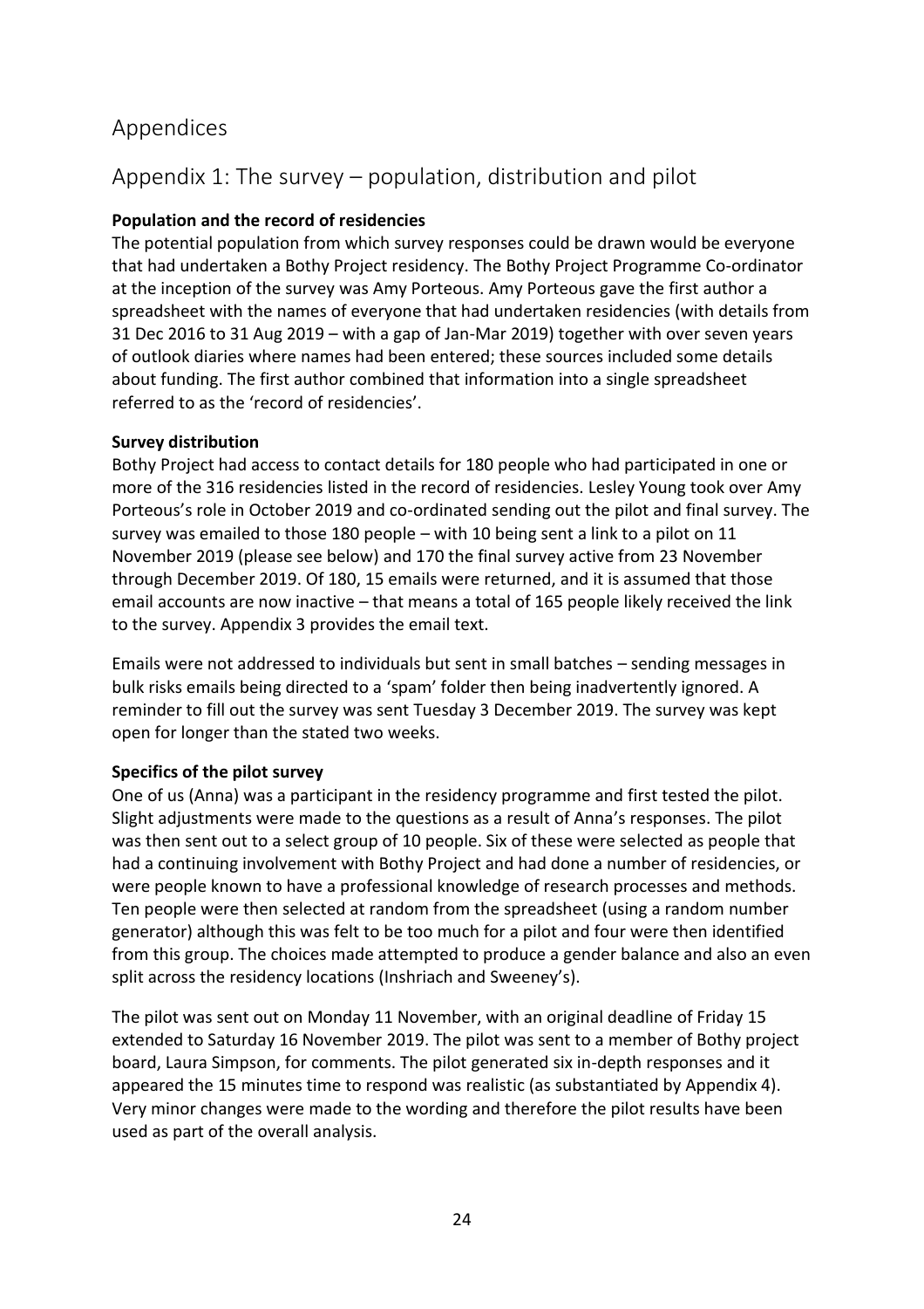# Appendices

## Appendix 1: The survey – population, distribution and pilot

**Population and the record of residencies**

The potential population from which survey responses could be drawn would be everyone that had undertaken a Bothy Project residency. The Bothy Project Programme Co-ordinator at the inception of the survey was Amy Porteous. Amy Porteous gave the first author a spreadsheet with the names of everyone that had undertaken residencies (with details from 31 Dec 2016 to 31 Aug 2019 – with a gap of Jan-Mar 2019) together with over seven years of outlook diaries where names had been entered; these sources included some details about funding. The first author combined that information into a single spreadsheet referred to as the 'record of residencies'.

**Survey distribution**

Bothy Project had access to contact details for 180 people who had participated in one or more of the 316 residencies listed in the record of residencies. Lesley Young took over Amy Porteous's role in October 2019 and co-ordinated sending out the pilot and final survey. The survey was emailed to those 180 people – with 10 being sent a link to a pilot on 11 November 2019 (please see below) and 170 the final survey active from 23 November through December 2019. Of 180, 15 emails were returned, and it is assumed that those email accounts are now inactive – that means a total of 165 people likely received the link to the survey. Appendix 3 provides the email text.

Emails were not addressed to individuals but sent in small batches – sending messages in bulk risks emails being directed to a 'spam' folder then being inadvertently ignored. A reminder to fill out the survey was sent Tuesday 3 December 2019. The survey was kept open for longer than the stated two weeks.

**Specifics of the pilot survey**

One of us (Anna) was a participant in the residency programme and first tested the pilot. Slight adjustments were made to the questions as a result of Anna's responses. The pilot was then sent out to a select group of 10 people. Six of these were selected as people that had a continuing involvement with Bothy Project and had done a number of residencies, or were people known to have a professional knowledge of research processes and methods. Ten people were then selected at random from the spreadsheet (using a random number generator) although this was felt to be too much for a pilot and four were then identified from this group. The choices made attempted to produce a gender balance and also an even split across the residency locations (Inshriach and Sweeney's).

The pilot was sent out on Monday 11 November, with an original deadline of Friday 15 extended to Saturday 16 November 2019. The pilot was sent to a member of Bothy project board, Laura Simpson, for comments. The pilot generated six in-depth responses and it appeared the 15 minutes time to respond was realistic (as substantiated by Appendix 4). Very minor changes were made to the wording and therefore the pilot results have been used as part of the overall analysis.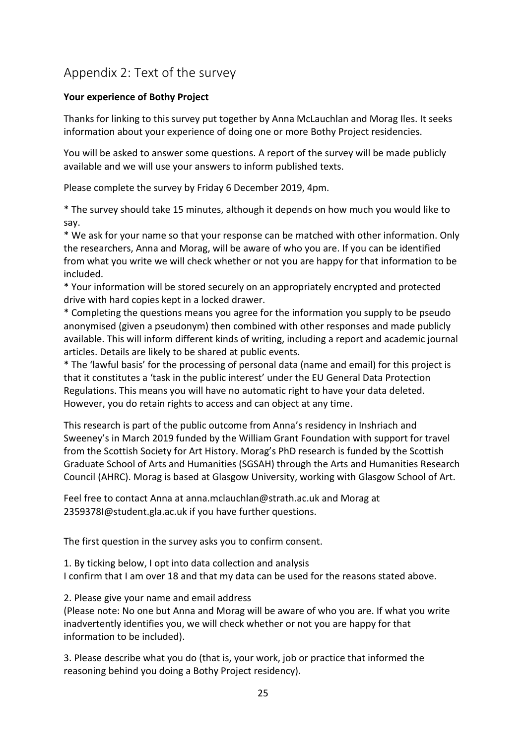## Appendix 2: Text of the survey

**Your experience of Bothy Project**

Thanks for linking to this survey put together by Anna McLauchlan and Morag Iles. It seeks information about your experience of doing one or more Bothy Project residencies.

You will be asked to answer some questions. A report of the survey will be made publicly available and we will use your answers to inform published texts.

Please complete the survey by Friday 6 December 2019, 4pm.

* The survey should take 15 minutes, although it depends on how much you would like to say.
* We ask for your name so that your response can be matched with other information. Only the researchers, Anna and Morag, will be aware of who you are. If you can be identified from what you write we will check whether or not you are happy for that information to be included.
* Your information will be stored securely on an appropriately encrypted and protected drive with hard copies kept in a locked drawer.
* Completing the questions means you agree for the information you supply to be pseudo anonymised (given a pseudonym) then combined with other responses and made publicly available. This will inform different kinds of writing, including a report and academic journal articles. Details are likely to be shared at public events.
* The 'lawful basis' for the processing of personal data (name and email) for this project is that it constitutes a 'task in the public interest' under the EU General Data Protection Regulations. This means you will have no automatic right to have your data deleted. However, you do retain rights to access and can object at any time.

This research is part of the public outcome from Anna's residency in Inshriach and Sweeney's in March 2019 funded by the William Grant Foundation with support for travel from the Scottish Society for Art History. Morag's PhD research is funded by the Scottish Graduate School of Arts and Humanities (SGSAH) through the Arts and Humanities Research Council (AHRC). Morag is based at Glasgow University, working with Glasgow School of Art.

Feel free to contact Anna at anna.mclauchlan@strath.ac.uk and Morag at 2359378I@student.gla.ac.uk if you have further questions.

The first question in the survey asks you to confirm consent.

1. By ticking below, I opt into data collection and analysis
I confirm that I am over 18 and that my data can be used for the reasons stated above.

2. Please give your name and email address
(Please note: No one but Anna and Morag will be aware of who you are. If what you write inadvertently identifies you, we will check whether or not you are happy for that information to be included).

3. Please describe what you do (that is, your work, job or practice that informed the reasoning behind you doing a Bothy Project residency).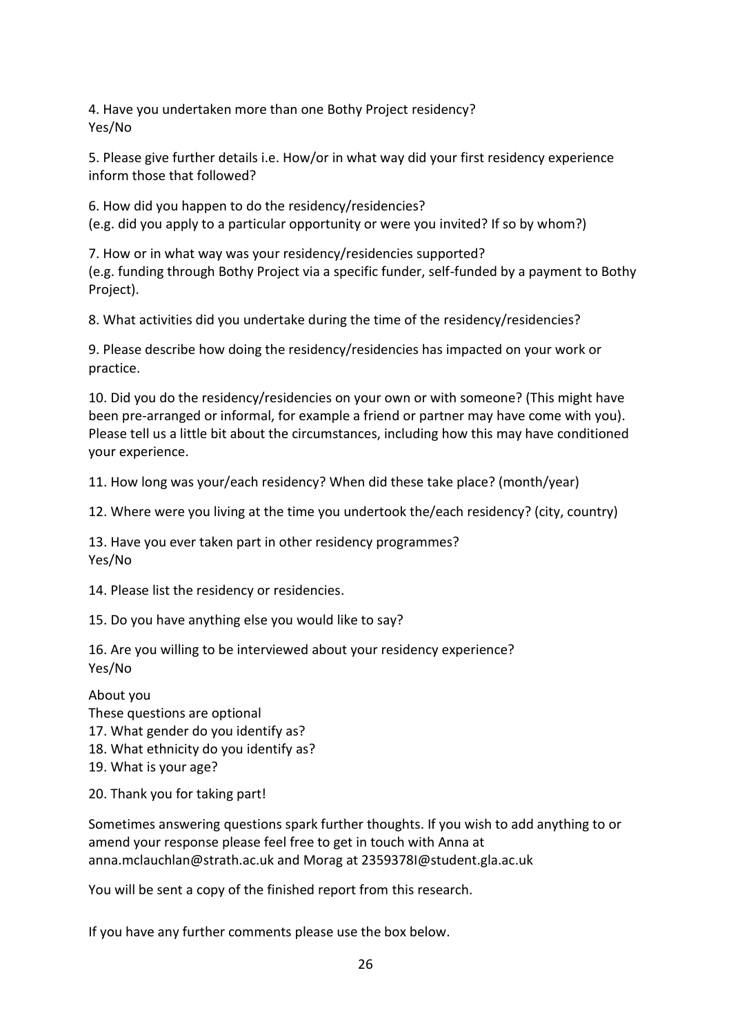4. Have you undertaken more than one Bothy Project residency?
Yes/No

5. Please give further details i.e. How/or in what way did your first residency experience inform those that followed?

6. How did you happen to do the residency/residencies?
(e.g. did you apply to a particular opportunity or were you invited? If so by whom?)

7. How or in what way was your residency/residencies supported?
(e.g. funding through Bothy Project via a specific funder, self-funded by a payment to Bothy Project).

8. What activities did you undertake during the time of the residency/residencies?

9. Please describe how doing the residency/residencies has impacted on your work or practice.

10. Did you do the residency/residencies on your own or with someone? (This might have been pre-arranged or informal, for example a friend or partner may have come with you). Please tell us a little bit about the circumstances, including how this may have conditioned your experience.

11. How long was your/each residency? When did these take place? (month/year)

12. Where were you living at the time you undertook the/each residency? (city, country)

13. Have you ever taken part in other residency programmes?
Yes/No

14. Please list the residency or residencies.

15. Do you have anything else you would like to say?

16. Are you willing to be interviewed about your residency experience?
Yes/No

About you
These questions are optional
17. What gender do you identify as?
18. What ethnicity do you identify as?
19. What is your age?

20. Thank you for taking part!

Sometimes answering questions spark further thoughts. If you wish to add anything to or amend your response please feel free to get in touch with Anna at anna.mclauchlan@strath.ac.uk and Morag at 2359378I@student.gla.ac.uk

You will be sent a copy of the finished report from this research.

If you have any further comments please use the box below.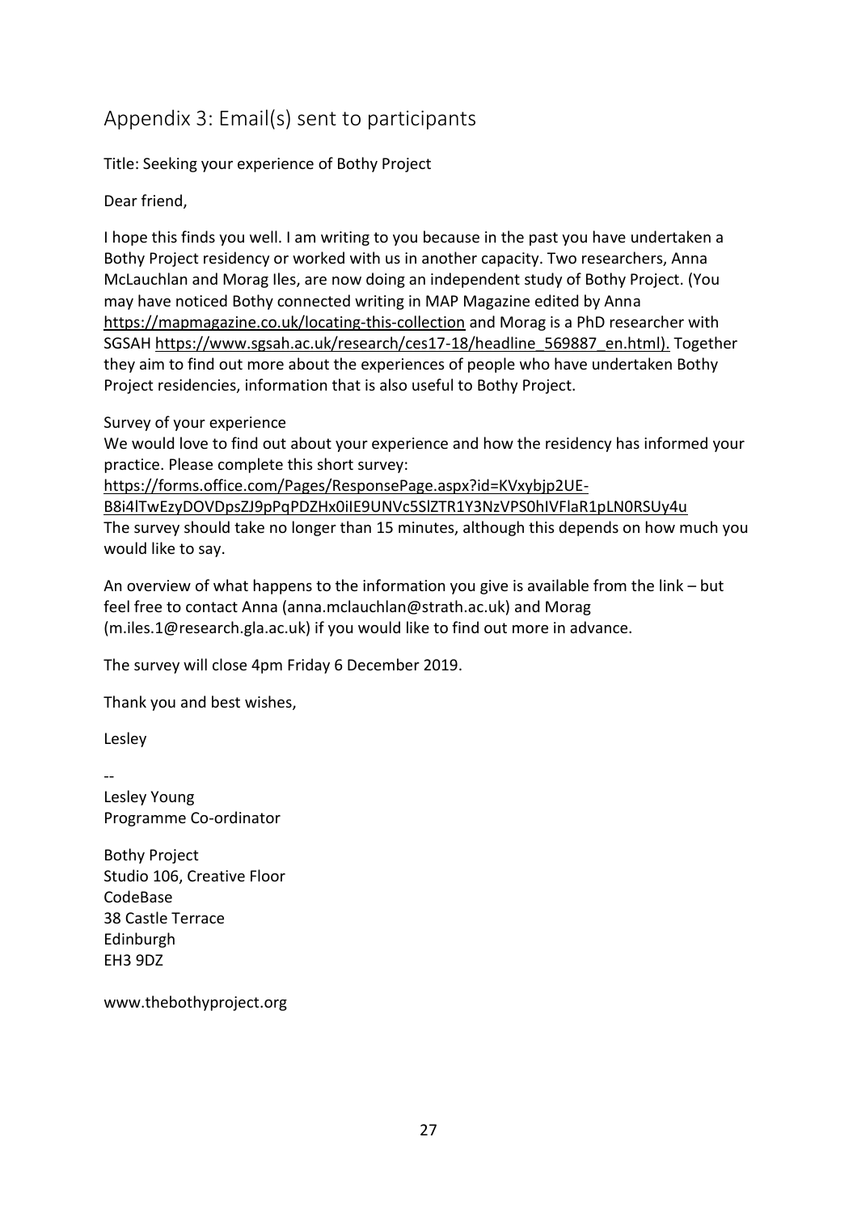## Appendix 3: Email(s) sent to participants

Title: Seeking your experience of Bothy Project

Dear friend,

I hope this finds you well. I am writing to you because in the past you have undertaken a Bothy Project residency or worked with us in another capacity. Two researchers, Anna McLauchlan and Morag Iles, are now doing an independent study of Bothy Project. (You may have noticed Bothy connected writing in MAP Magazine edited by Anna https://mapmagazine.co.uk/locating-this-collection and Morag is a PhD researcher with SGSAH https://www.sgsah.ac.uk/research/ces17-18/headline_569887_en.html). Together they aim to find out more about the experiences of people who have undertaken Bothy Project residencies, information that is also useful to Bothy Project.

Survey of your experience
We would love to find out about your experience and how the residency has informed your practice. Please complete this short survey:
https://forms.office.com/Pages/ResponsePage.aspx?id=KVxybjp2UE-B8i4lTwEzyDOVDpsZJ9pPqPDZHx0iIE9UNVc5SlZTR1Y3NzVPS0hIVFlaR1pLN0RSUy4u
The survey should take no longer than 15 minutes, although this depends on how much you would like to say.

An overview of what happens to the information you give is available from the link – but feel free to contact Anna (anna.mclauchlan@strath.ac.uk) and Morag (m.iles.1@research.gla.ac.uk) if you would like to find out more in advance.

The survey will close 4pm Friday 6 December 2019.

Thank you and best wishes,

Lesley

--
Lesley Young
Programme Co-ordinator

Bothy Project
Studio 106, Creative Floor
CodeBase
38 Castle Terrace
Edinburgh
EH3 9DZ

www.thebothyproject.org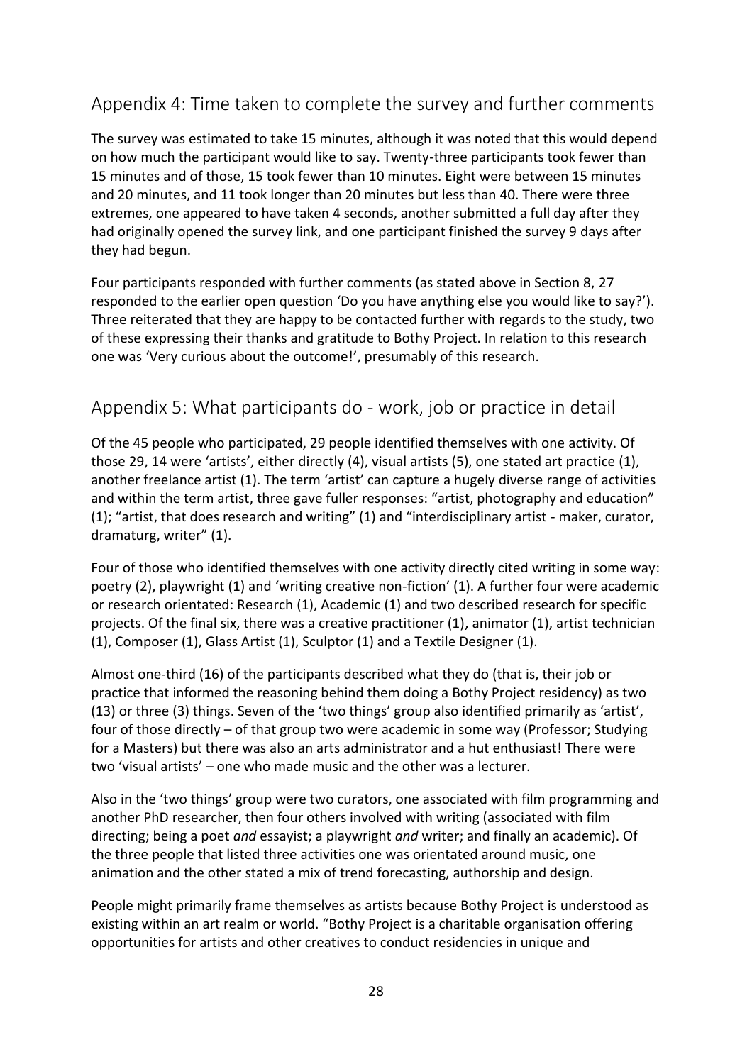## Appendix 4: Time taken to complete the survey and further comments

The survey was estimated to take 15 minutes, although it was noted that this would depend on how much the participant would like to say. Twenty-three participants took fewer than 15 minutes and of those, 15 took fewer than 10 minutes. Eight were between 15 minutes and 20 minutes, and 11 took longer than 20 minutes but less than 40. There were three extremes, one appeared to have taken 4 seconds, another submitted a full day after they had originally opened the survey link, and one participant finished the survey 9 days after they had begun.

Four participants responded with further comments (as stated above in Section 8, 27 responded to the earlier open question 'Do you have anything else you would like to say?'). Three reiterated that they are happy to be contacted further with regards to the study, two of these expressing their thanks and gratitude to Bothy Project. In relation to this research one was 'Very curious about the outcome!', presumably of this research.

## Appendix 5: What participants do - work, job or practice in detail

Of the 45 people who participated, 29 people identified themselves with one activity. Of those 29, 14 were 'artists', either directly (4), visual artists (5), one stated art practice (1), another freelance artist (1). The term 'artist' can capture a hugely diverse range of activities and within the term artist, three gave fuller responses: "artist, photography and education" (1); "artist, that does research and writing" (1) and "interdisciplinary artist - maker, curator, dramaturg, writer" (1).

Four of those who identified themselves with one activity directly cited writing in some way: poetry (2), playwright (1) and 'writing creative non-fiction' (1). A further four were academic or research orientated: Research (1), Academic (1) and two described research for specific projects. Of the final six, there was a creative practitioner (1), animator (1), artist technician (1), Composer (1), Glass Artist (1), Sculptor (1) and a Textile Designer (1).

Almost one-third (16) of the participants described what they do (that is, their job or practice that informed the reasoning behind them doing a Bothy Project residency) as two (13) or three (3) things. Seven of the 'two things' group also identified primarily as 'artist', four of those directly – of that group two were academic in some way (Professor; Studying for a Masters) but there was also an arts administrator and a hut enthusiast! There were two 'visual artists' – one who made music and the other was a lecturer.

Also in the 'two things' group were two curators, one associated with film programming and another PhD researcher, then four others involved with writing (associated with film directing; being a poet *and* essayist; a playwright *and* writer; and finally an academic). Of the three people that listed three activities one was orientated around music, one animation and the other stated a mix of trend forecasting, authorship and design.

People might primarily frame themselves as artists because Bothy Project is understood as existing within an art realm or world. "Bothy Project is a charitable organisation offering opportunities for artists and other creatives to conduct residencies in unique and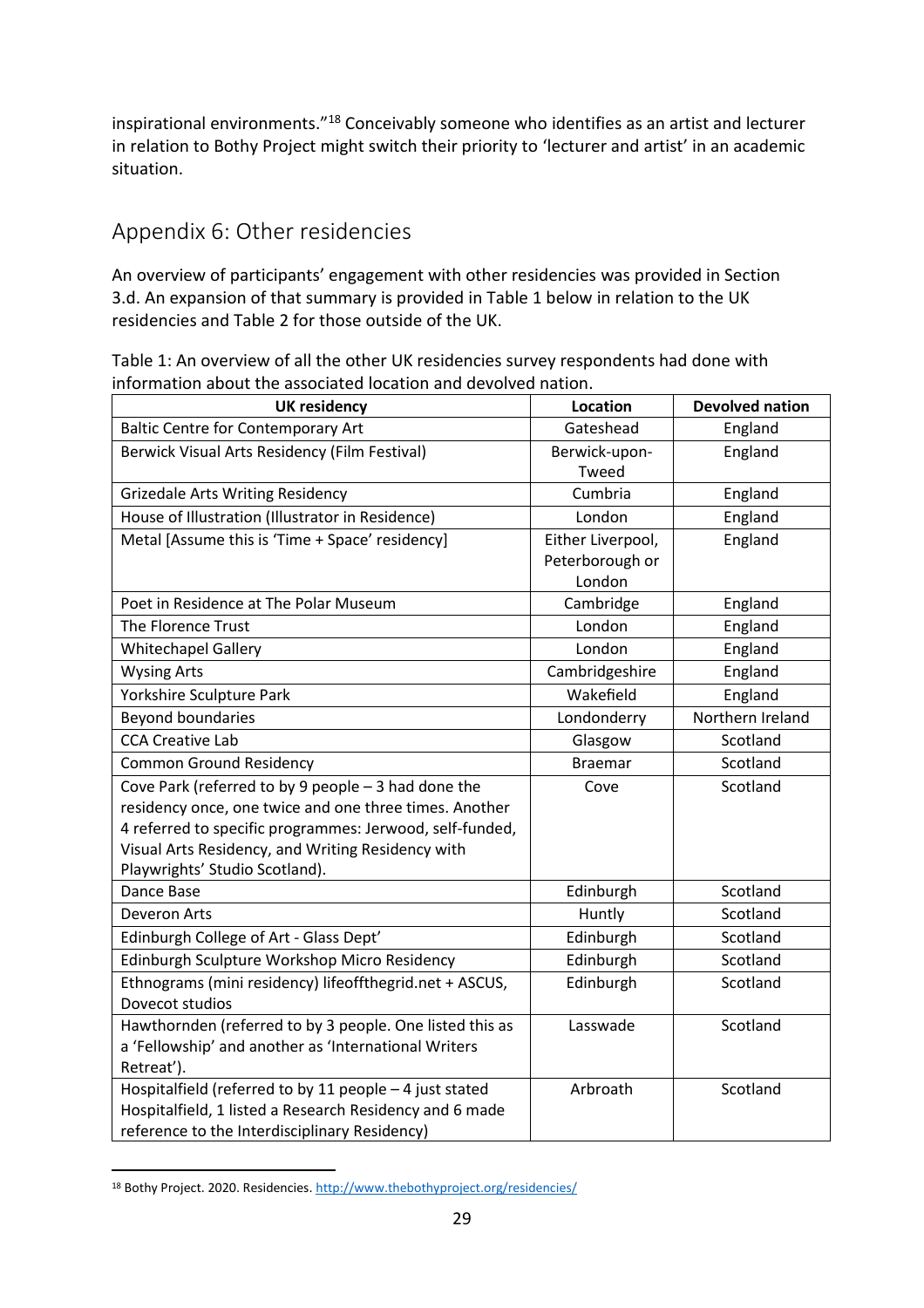inspirational environments."[18] Conceivably someone who identifies as an artist and lecturer in relation to Bothy Project might switch their priority to 'lecturer and artist' in an academic situation.

## Appendix 6: Other residencies

An overview of participants' engagement with other residencies was provided in Section 3.d. An expansion of that summary is provided in Table 1 below in relation to the UK residencies and Table 2 for those outside of the UK.

Table 1: An overview of all the other UK residencies survey respondents had done with information about the associated location and devolved nation.

| UK residency | Location | Devolved nation |
|---|---|---|
| Baltic Centre for Contemporary Art | Gateshead | England |
| Berwick Visual Arts Residency (Film Festival) | Berwick-upon-Tweed | England |
| Grizedale Arts Writing Residency | Cumbria | England |
| House of Illustration (Illustrator in Residence) | London | England |
| Metal [Assume this is 'Time + Space' residency] | Either Liverpool, Peterborough or London | England |
| Poet in Residence at The Polar Museum | Cambridge | England |
| The Florence Trust | London | England |
| Whitechapel Gallery | London | England |
| Wysing Arts | Cambridgeshire | England |
| Yorkshire Sculpture Park | Wakefield | England |
| Beyond boundaries | Londonderry | Northern Ireland |
| CCA Creative Lab | Glasgow | Scotland |
| Common Ground Residency | Braemar | Scotland |
| Cove Park (referred to by 9 people – 3 had done the residency once, one twice and one three times. Another 4 referred to specific programmes: Jerwood, self-funded, Visual Arts Residency, and Writing Residency with Playwrights' Studio Scotland). | Cove | Scotland |
| Dance Base | Edinburgh | Scotland |
| Deveron Arts | Huntly | Scotland |
| Edinburgh College of Art - Glass Dept' | Edinburgh | Scotland |
| Edinburgh Sculpture Workshop Micro Residency | Edinburgh | Scotland |
| Ethnograms (mini residency) lifeoffthegrid.net + ASCUS, Dovecot studios | Edinburgh | Scotland |
| Hawthornden (referred to by 3 people. One listed this as a 'Fellowship' and another as 'International Writers Retreat'). | Lasswade | Scotland |
| Hospitalfield (referred to by 11 people – 4 just stated Hospitalfield, 1 listed a Research Residency and 6 made reference to the Interdisciplinary Residency) | Arbroath | Scotland |

[18] Bothy Project. 2020. Residencies. http://www.thebothyproject.org/residencies/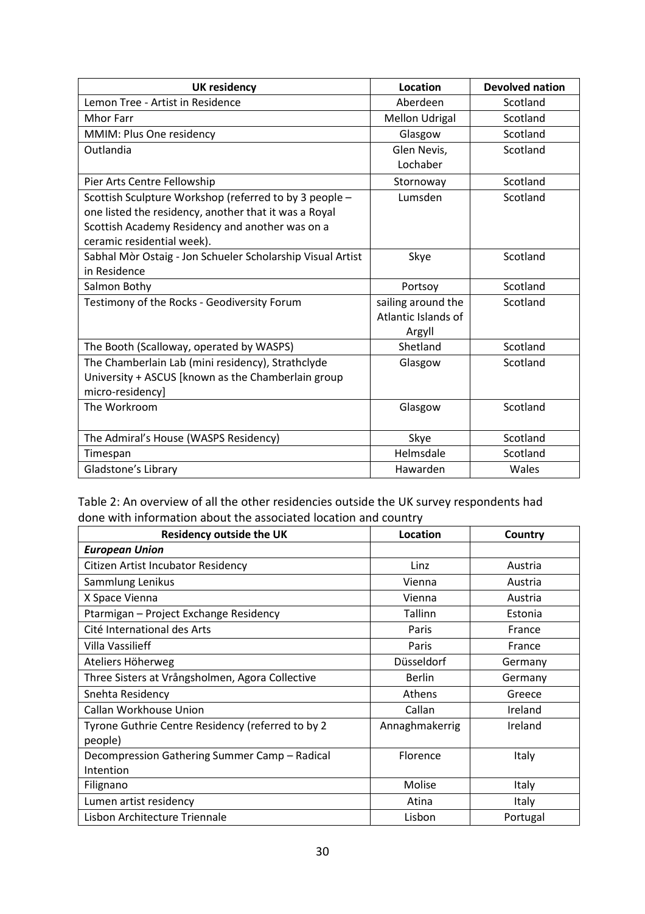| UK residency | Location | Devolved nation |
|---|---|---|
| Lemon Tree - Artist in Residence | Aberdeen | Scotland |
| Mhor Farr | Mellon Udrigal | Scotland |
| MMIM: Plus One residency | Glasgow | Scotland |
| Outlandia | Glen Nevis, Lochaber | Scotland |
| Pier Arts Centre Fellowship | Stornoway | Scotland |
| Scottish Sculpture Workshop (referred to by 3 people – one listed the residency, another that it was a Royal Scottish Academy Residency and another was on a ceramic residential week). | Lumsden | Scotland |
| Sabhal Mòr Ostaig - Jon Schueler Scholarship Visual Artist in Residence | Skye | Scotland |
| Salmon Bothy | Portsoy | Scotland |
| Testimony of the Rocks - Geodiversity Forum | sailing around the Atlantic Islands of Argyll | Scotland |
| The Booth (Scalloway, operated by WASPS) | Shetland | Scotland |
| The Chamberlain Lab (mini residency), Strathclyde University + ASCUS [known as the Chamberlain group micro-residency] | Glasgow | Scotland |
| The Workroom | Glasgow | Scotland |
| The Admiral's House (WASPS Residency) | Skye | Scotland |
| Timespan | Helmsdale | Scotland |
| Gladstone's Library | Hawarden | Wales |

Table 2: An overview of all the other residencies outside the UK survey respondents had done with information about the associated location and country

| Residency outside the UK | Location | Country |
|---|---|---|
| ***European Union*** | | |
| Citizen Artist Incubator Residency | Linz | Austria |
| Sammlung Lenikus | Vienna | Austria |
| X Space Vienna | Vienna | Austria |
| Ptarmigan – Project Exchange Residency | Tallinn | Estonia |
| Cité International des Arts | Paris | France |
| Villa Vassilieff | Paris | France |
| Ateliers Höherweg | Düsseldorf | Germany |
| Three Sisters at Vrångsholmen, Agora Collective | Berlin | Germany |
| Snehta Residency | Athens | Greece |
| Callan Workhouse Union | Callan | Ireland |
| Tyrone Guthrie Centre Residency (referred to by 2 people) | Annaghmakerrig | Ireland |
| Decompression Gathering Summer Camp – Radical Intention | Florence | Italy |
| Filignano | Molise | Italy |
| Lumen artist residency | Atina | Italy |
| Lisbon Architecture Triennale | Lisbon | Portugal |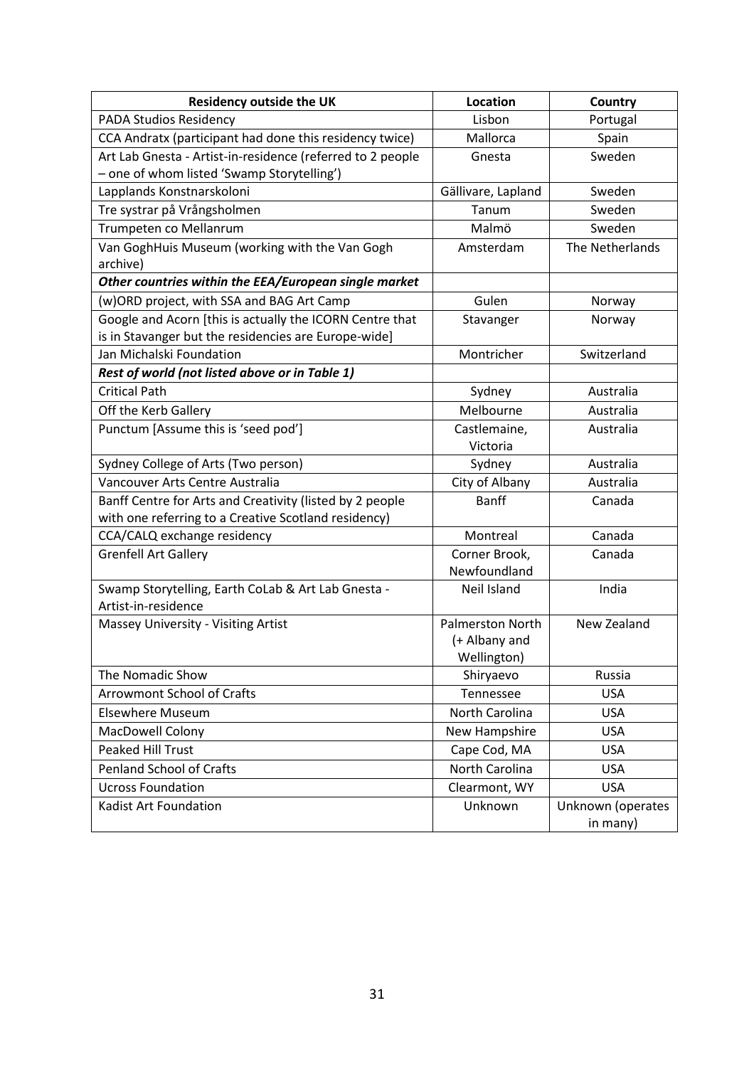| Residency outside the UK | Location | Country |
|---|---|---|
| PADA Studios Residency | Lisbon | Portugal |
| CCA Andratx (participant had done this residency twice) | Mallorca | Spain |
| Art Lab Gnesta - Artist-in-residence (referred to 2 people – one of whom listed 'Swamp Storytelling') | Gnesta | Sweden |
| Lapplands Konstnarskoloni | Gällivare, Lapland | Sweden |
| Tre systrar på Vrångsholmen | Tanum | Sweden |
| Trumpeten co Mellanrum | Malmö | Sweden |
| Van GoghHuis Museum (working with the Van Gogh archive) | Amsterdam | The Netherlands |
| ***Other countries within the EEA/European single market*** | | |
| (w)ORD project, with SSA and BAG Art Camp | Gulen | Norway |
| Google and Acorn [this is actually the ICORN Centre that is in Stavanger but the residencies are Europe-wide] | Stavanger | Norway |
| Jan Michalski Foundation | Montricher | Switzerland |
| ***Rest of world (not listed above or in Table 1)*** | | |
| Critical Path | Sydney | Australia |
| Off the Kerb Gallery | Melbourne | Australia |
| Punctum [Assume this is 'seed pod'] | Castlemaine, Victoria | Australia |
| Sydney College of Arts (Two person) | Sydney | Australia |
| Vancouver Arts Centre Australia | City of Albany | Australia |
| Banff Centre for Arts and Creativity (listed by 2 people with one referring to a Creative Scotland residency) | Banff | Canada |
| CCA/CALQ exchange residency | Montreal | Canada |
| Grenfell Art Gallery | Corner Brook, Newfoundland | Canada |
| Swamp Storytelling, Earth CoLab & Art Lab Gnesta - Artist-in-residence | Neil Island | India |
| Massey University - Visiting Artist | Palmerston North (+ Albany and Wellington) | New Zealand |
| The Nomadic Show | Shiryaevo | Russia |
| Arrowmont School of Crafts | Tennessee | USA |
| Elsewhere Museum | North Carolina | USA |
| MacDowell Colony | New Hampshire | USA |
| Peaked Hill Trust | Cape Cod, MA | USA |
| Penland School of Crafts | North Carolina | USA |
| Ucross Foundation | Clearmont, WY | USA |
| Kadist Art Foundation | Unknown | Unknown (operates in many) |